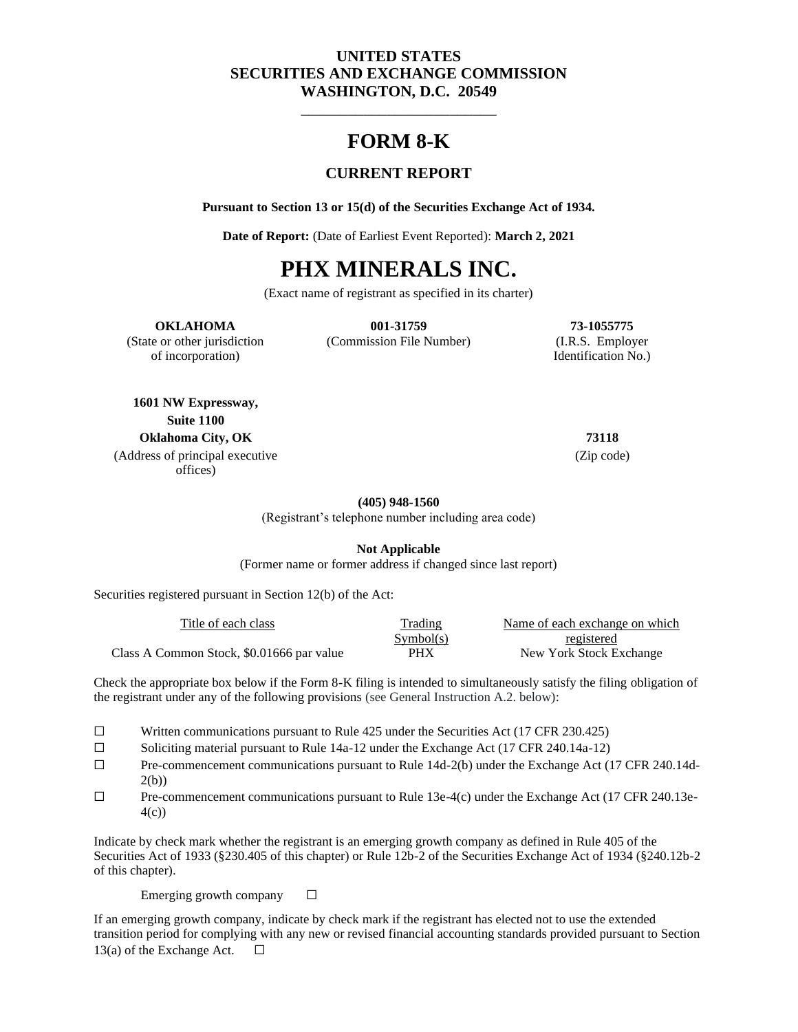**UNITED STATES**
**SECURITIES AND EXCHANGE COMMISSION**
**WASHINGTON, D.C. 20549**

---

# FORM 8-K

## CURRENT REPORT

**Pursuant to Section 13 or 15(d) of the Securities Exchange Act of 1934.**

**Date of Report:** (Date of Earliest Event Reported): **March 2, 2021**

# PHX MINERALS INC.

(Exact name of registrant as specified in its charter)

| **OKLAHOMA** | **001-31759** | **73-1055775** |
|---|---|---|
| (State or other jurisdiction of incorporation) | (Commission File Number) | (I.R.S. Employer Identification No.) |

| **1601 NW Expressway, Suite 1100 Oklahoma City, OK** | **73118** |
|---|---|
| (Address of principal executive offices) | (Zip code) |

**(405) 948-1560**
(Registrant's telephone number including area code)

**Not Applicable**
(Former name or former address if changed since last report)

Securities registered pursuant in Section 12(b) of the Act:

| Title of each class | Trading Symbol(s) | Name of each exchange on which registered |
|---|---|---|
| Class A Common Stock, $0.01666 par value | PHX | New York Stock Exchange |

Check the appropriate box below if the Form 8-K filing is intended to simultaneously satisfy the filing obligation of the registrant under any of the following provisions (see General Instruction A.2. below):

☐ Written communications pursuant to Rule 425 under the Securities Act (17 CFR 230.425)
☐ Soliciting material pursuant to Rule 14a-12 under the Exchange Act (17 CFR 240.14a-12)
☐ Pre-commencement communications pursuant to Rule 14d-2(b) under the Exchange Act (17 CFR 240.14d-2(b))
☐ Pre-commencement communications pursuant to Rule 13e-4(c) under the Exchange Act (17 CFR 240.13e-4(c))

Indicate by check mark whether the registrant is an emerging growth company as defined in Rule 405 of the Securities Act of 1933 (§230.405 of this chapter) or Rule 12b-2 of the Securities Exchange Act of 1934 (§240.12b-2 of this chapter).

Emerging growth company ☐

If an emerging growth company, indicate by check mark if the registrant has elected not to use the extended transition period for complying with any new or revised financial accounting standards provided pursuant to Section 13(a) of the Exchange Act. ☐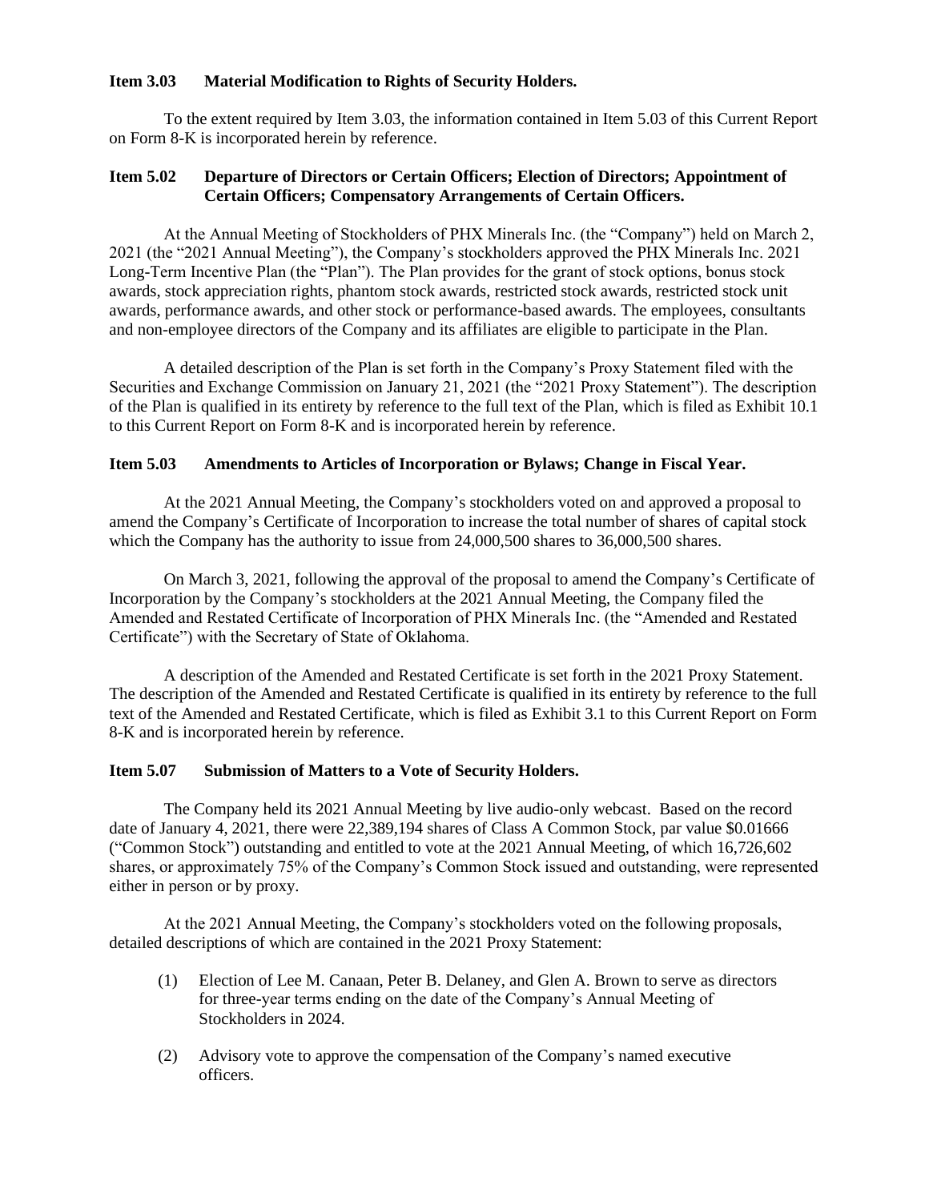**Item 3.03 Material Modification to Rights of Security Holders.**

To the extent required by Item 3.03, the information contained in Item 5.03 of this Current Report on Form 8-K is incorporated herein by reference.

**Item 5.02 Departure of Directors or Certain Officers; Election of Directors; Appointment of Certain Officers; Compensatory Arrangements of Certain Officers.**

At the Annual Meeting of Stockholders of PHX Minerals Inc. (the "Company") held on March 2, 2021 (the "2021 Annual Meeting"), the Company's stockholders approved the PHX Minerals Inc. 2021 Long-Term Incentive Plan (the "Plan"). The Plan provides for the grant of stock options, bonus stock awards, stock appreciation rights, phantom stock awards, restricted stock awards, restricted stock unit awards, performance awards, and other stock or performance-based awards. The employees, consultants and non-employee directors of the Company and its affiliates are eligible to participate in the Plan.

A detailed description of the Plan is set forth in the Company's Proxy Statement filed with the Securities and Exchange Commission on January 21, 2021 (the "2021 Proxy Statement"). The description of the Plan is qualified in its entirety by reference to the full text of the Plan, which is filed as Exhibit 10.1 to this Current Report on Form 8-K and is incorporated herein by reference.

**Item 5.03 Amendments to Articles of Incorporation or Bylaws; Change in Fiscal Year.**

At the 2021 Annual Meeting, the Company's stockholders voted on and approved a proposal to amend the Company's Certificate of Incorporation to increase the total number of shares of capital stock which the Company has the authority to issue from 24,000,500 shares to 36,000,500 shares.

On March 3, 2021, following the approval of the proposal to amend the Company's Certificate of Incorporation by the Company's stockholders at the 2021 Annual Meeting, the Company filed the Amended and Restated Certificate of Incorporation of PHX Minerals Inc. (the "Amended and Restated Certificate") with the Secretary of State of Oklahoma.

A description of the Amended and Restated Certificate is set forth in the 2021 Proxy Statement. The description of the Amended and Restated Certificate is qualified in its entirety by reference to the full text of the Amended and Restated Certificate, which is filed as Exhibit 3.1 to this Current Report on Form 8-K and is incorporated herein by reference.

**Item 5.07 Submission of Matters to a Vote of Security Holders.**

The Company held its 2021 Annual Meeting by live audio-only webcast. Based on the record date of January 4, 2021, there were 22,389,194 shares of Class A Common Stock, par value $0.01666 ("Common Stock") outstanding and entitled to vote at the 2021 Annual Meeting, of which 16,726,602 shares, or approximately 75% of the Company's Common Stock issued and outstanding, were represented either in person or by proxy.

At the 2021 Annual Meeting, the Company's stockholders voted on the following proposals, detailed descriptions of which are contained in the 2021 Proxy Statement:

(1) Election of Lee M. Canaan, Peter B. Delaney, and Glen A. Brown to serve as directors for three-year terms ending on the date of the Company's Annual Meeting of Stockholders in 2024.

(2) Advisory vote to approve the compensation of the Company's named executive officers.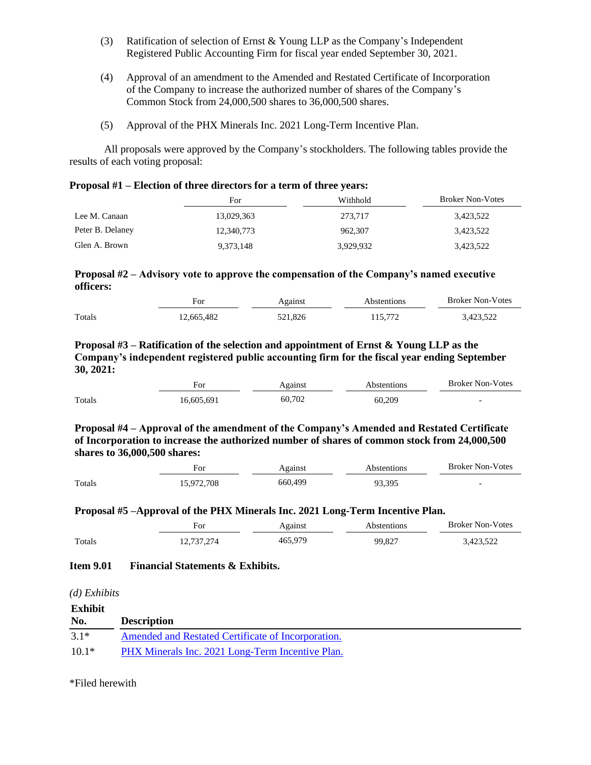(3) Ratification of selection of Ernst & Young LLP as the Company's Independent Registered Public Accounting Firm for fiscal year ended September 30, 2021.

(4) Approval of an amendment to the Amended and Restated Certificate of Incorporation of the Company to increase the authorized number of shares of the Company's Common Stock from 24,000,500 shares to 36,000,500 shares.

(5) Approval of the PHX Minerals Inc. 2021 Long-Term Incentive Plan.

All proposals were approved by the Company's stockholders. The following tables provide the results of each voting proposal:

**Proposal #1 – Election of three directors for a term of three years:**

| | For | Withhold | Broker Non-Votes |
|---|---|---|---|
| Lee M. Canaan | 13,029,363 | 273,717 | 3,423,522 |
| Peter B. Delaney | 12,340,773 | 962,307 | 3,423,522 |
| Glen A. Brown | 9,373,148 | 3,929,932 | 3,423,522 |

**Proposal #2 – Advisory vote to approve the compensation of the Company's named executive officers:**

| | For | Against | Abstentions | Broker Non-Votes |
|---|---|---|---|---|
| Totals | 12,665,482 | 521,826 | 115,772 | 3,423,522 |

**Proposal #3 – Ratification of the selection and appointment of Ernst & Young LLP as the Company's independent registered public accounting firm for the fiscal year ending September 30, 2021:**

| | For | Against | Abstentions | Broker Non-Votes |
|---|---|---|---|---|
| Totals | 16,605,691 | 60,702 | 60,209 | - |

**Proposal #4 – Approval of the amendment of the Company's Amended and Restated Certificate of Incorporation to increase the authorized number of shares of common stock from 24,000,500 shares to 36,000,500 shares:**

| | For | Against | Abstentions | Broker Non-Votes |
|---|---|---|---|---|
| Totals | 15,972,708 | 660,499 | 93,395 | - |

**Proposal #5 –Approval of the PHX Minerals Inc. 2021 Long-Term Incentive Plan.**

| | For | Against | Abstentions | Broker Non-Votes |
|---|---|---|---|---|
| Totals | 12,737,274 | 465,979 | 99,827 | 3,423,522 |

**Item 9.01 Financial Statements & Exhibits.**

*(d) Exhibits*

| Exhibit No. | Description |
|---|---|
| 3.1* | Amended and Restated Certificate of Incorporation. |
| 10.1* | PHX Minerals Inc. 2021 Long-Term Incentive Plan. |

*Filed herewith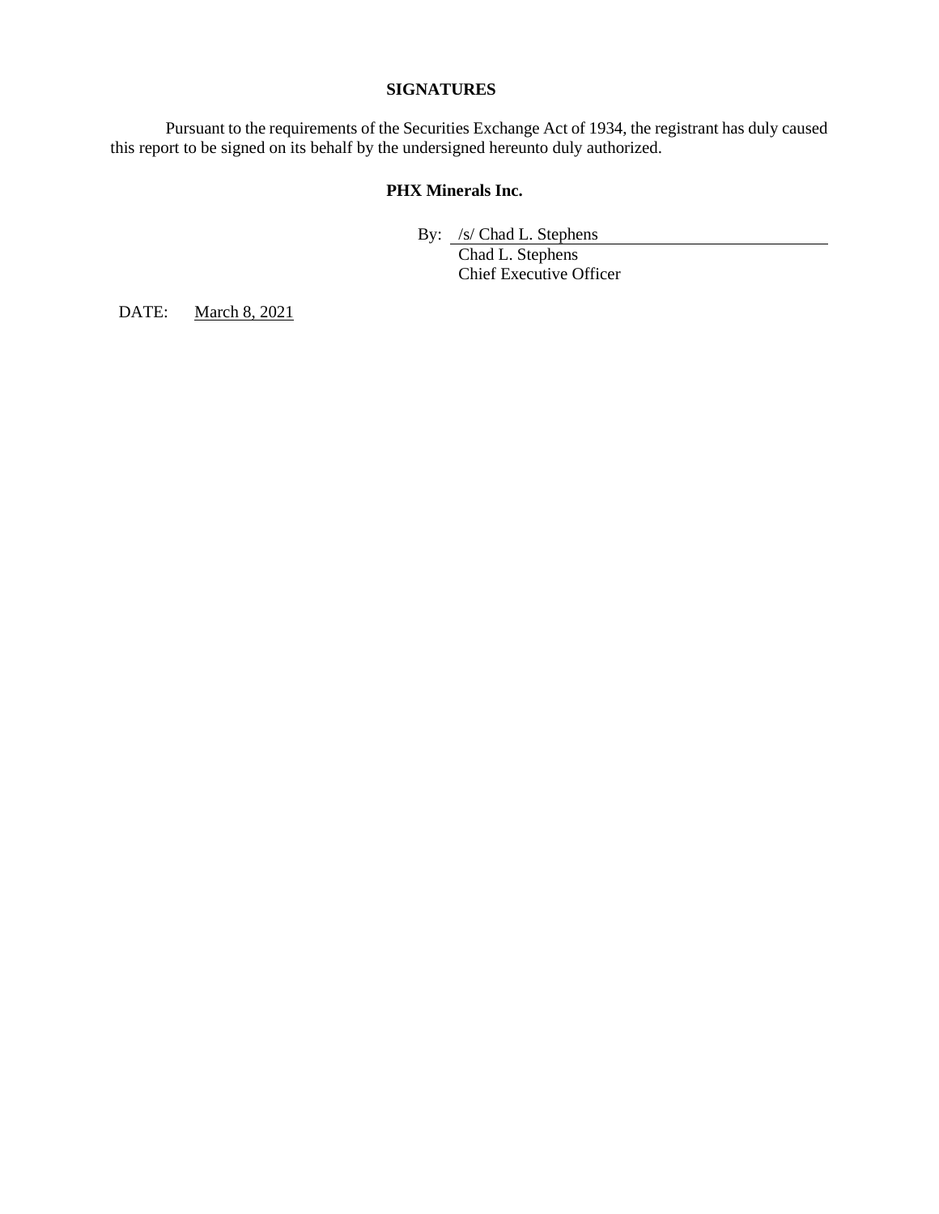## SIGNATURES

Pursuant to the requirements of the Securities Exchange Act of 1934, the registrant has duly caused this report to be signed on its behalf by the undersigned hereunto duly authorized.

**PHX Minerals Inc.**

By: /s/ Chad L. Stephens
Chad L. Stephens
Chief Executive Officer

DATE: March 8, 2021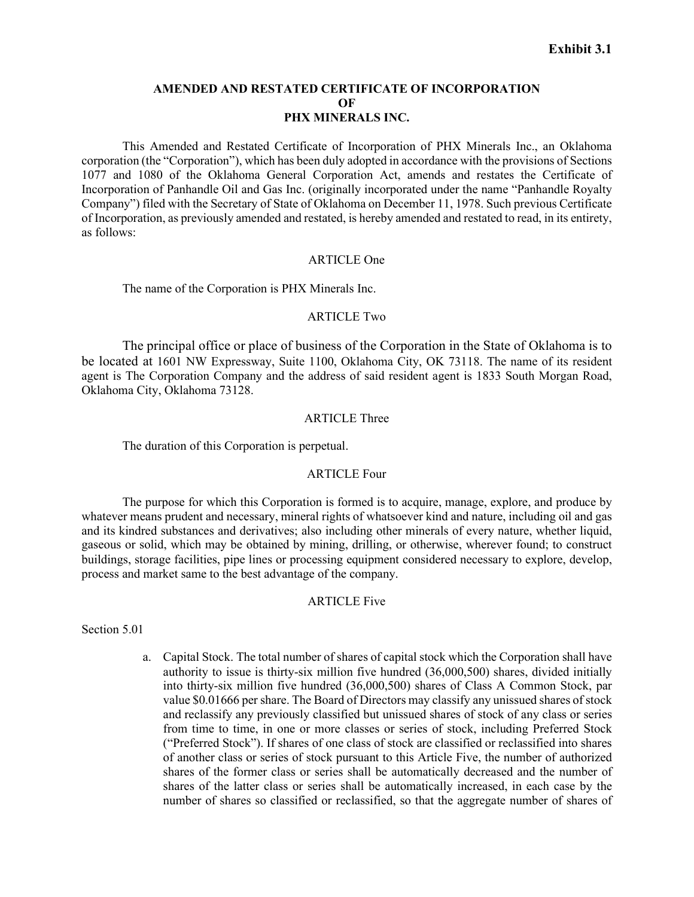**Exhibit 3.1**

# AMENDED AND RESTATED CERTIFICATE OF INCORPORATION OF PHX MINERALS INC.

This Amended and Restated Certificate of Incorporation of PHX Minerals Inc., an Oklahoma corporation (the "Corporation"), which has been duly adopted in accordance with the provisions of Sections 1077 and 1080 of the Oklahoma General Corporation Act, amends and restates the Certificate of Incorporation of Panhandle Oil and Gas Inc. (originally incorporated under the name "Panhandle Royalty Company") filed with the Secretary of State of Oklahoma on December 11, 1978. Such previous Certificate of Incorporation, as previously amended and restated, is hereby amended and restated to read, in its entirety, as follows:

## ARTICLE One

The name of the Corporation is PHX Minerals Inc.

## ARTICLE Two

The principal office or place of business of the Corporation in the State of Oklahoma is to be located at 1601 NW Expressway, Suite 1100, Oklahoma City, OK 73118. The name of its resident agent is The Corporation Company and the address of said resident agent is 1833 South Morgan Road, Oklahoma City, Oklahoma 73128.

## ARTICLE Three

The duration of this Corporation is perpetual.

## ARTICLE Four

The purpose for which this Corporation is formed is to acquire, manage, explore, and produce by whatever means prudent and necessary, mineral rights of whatsoever kind and nature, including oil and gas and its kindred substances and derivatives; also including other minerals of every nature, whether liquid, gaseous or solid, which may be obtained by mining, drilling, or otherwise, wherever found; to construct buildings, storage facilities, pipe lines or processing equipment considered necessary to explore, develop, process and market same to the best advantage of the company.

## ARTICLE Five

Section 5.01

a. Capital Stock. The total number of shares of capital stock which the Corporation shall have authority to issue is thirty-six million five hundred (36,000,500) shares, divided initially into thirty-six million five hundred (36,000,500) shares of Class A Common Stock, par value $0.01666 per share. The Board of Directors may classify any unissued shares of stock and reclassify any previously classified but unissued shares of stock of any class or series from time to time, in one or more classes or series of stock, including Preferred Stock ("Preferred Stock"). If shares of one class of stock are classified or reclassified into shares of another class or series of stock pursuant to this Article Five, the number of authorized shares of the former class or series shall be automatically decreased and the number of shares of the latter class or series shall be automatically increased, in each case by the number of shares so classified or reclassified, so that the aggregate number of shares of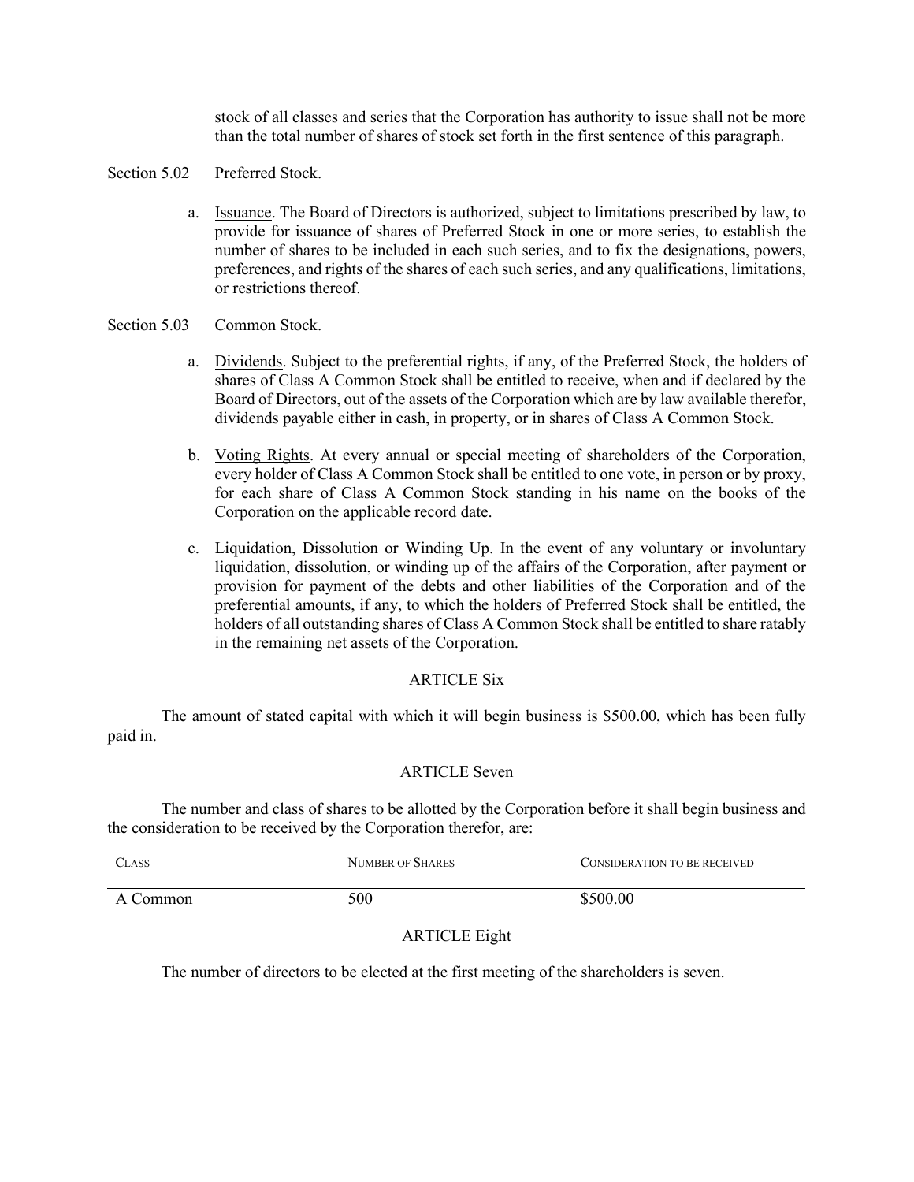stock of all classes and series that the Corporation has authority to issue shall not be more than the total number of shares of stock set forth in the first sentence of this paragraph.

Section 5.02 Preferred Stock.

a. Issuance. The Board of Directors is authorized, subject to limitations prescribed by law, to provide for issuance of shares of Preferred Stock in one or more series, to establish the number of shares to be included in each such series, and to fix the designations, powers, preferences, and rights of the shares of each such series, and any qualifications, limitations, or restrictions thereof.

Section 5.03 Common Stock.

a. Dividends. Subject to the preferential rights, if any, of the Preferred Stock, the holders of shares of Class A Common Stock shall be entitled to receive, when and if declared by the Board of Directors, out of the assets of the Corporation which are by law available therefor, dividends payable either in cash, in property, or in shares of Class A Common Stock.

b. Voting Rights. At every annual or special meeting of shareholders of the Corporation, every holder of Class A Common Stock shall be entitled to one vote, in person or by proxy, for each share of Class A Common Stock standing in his name on the books of the Corporation on the applicable record date.

c. Liquidation, Dissolution or Winding Up. In the event of any voluntary or involuntary liquidation, dissolution, or winding up of the affairs of the Corporation, after payment or provision for payment of the debts and other liabilities of the Corporation and of the preferential amounts, if any, to which the holders of Preferred Stock shall be entitled, the holders of all outstanding shares of Class A Common Stock shall be entitled to share ratably in the remaining net assets of the Corporation.

## ARTICLE Six

The amount of stated capital with which it will begin business is $500.00, which has been fully paid in.

## ARTICLE Seven

The number and class of shares to be allotted by the Corporation before it shall begin business and the consideration to be received by the Corporation therefor, are:

| Class | Number of Shares | Consideration to be received |
|---|---|---|
| A Common | 500 | $500.00 |

## ARTICLE Eight

The number of directors to be elected at the first meeting of the shareholders is seven.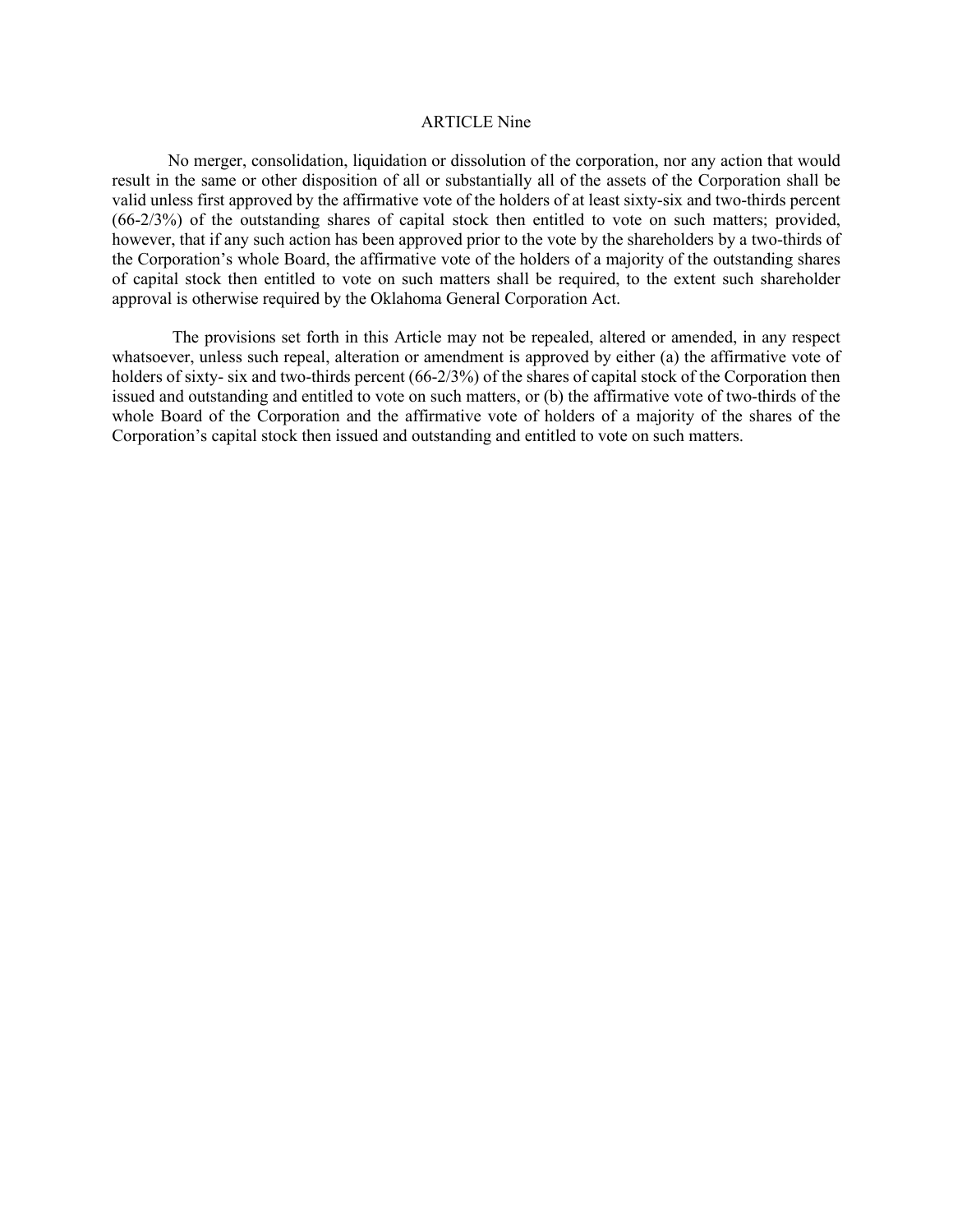## ARTICLE Nine

No merger, consolidation, liquidation or dissolution of the corporation, nor any action that would result in the same or other disposition of all or substantially all of the assets of the Corporation shall be valid unless first approved by the affirmative vote of the holders of at least sixty-six and two-thirds percent (66-2/3%) of the outstanding shares of capital stock then entitled to vote on such matters; provided, however, that if any such action has been approved prior to the vote by the shareholders by a two-thirds of the Corporation's whole Board, the affirmative vote of the holders of a majority of the outstanding shares of capital stock then entitled to vote on such matters shall be required, to the extent such shareholder approval is otherwise required by the Oklahoma General Corporation Act.

The provisions set forth in this Article may not be repealed, altered or amended, in any respect whatsoever, unless such repeal, alteration or amendment is approved by either (a) the affirmative vote of holders of sixty- six and two-thirds percent (66-2/3%) of the shares of capital stock of the Corporation then issued and outstanding and entitled to vote on such matters, or (b) the affirmative vote of two-thirds of the whole Board of the Corporation and the affirmative vote of holders of a majority of the shares of the Corporation's capital stock then issued and outstanding and entitled to vote on such matters.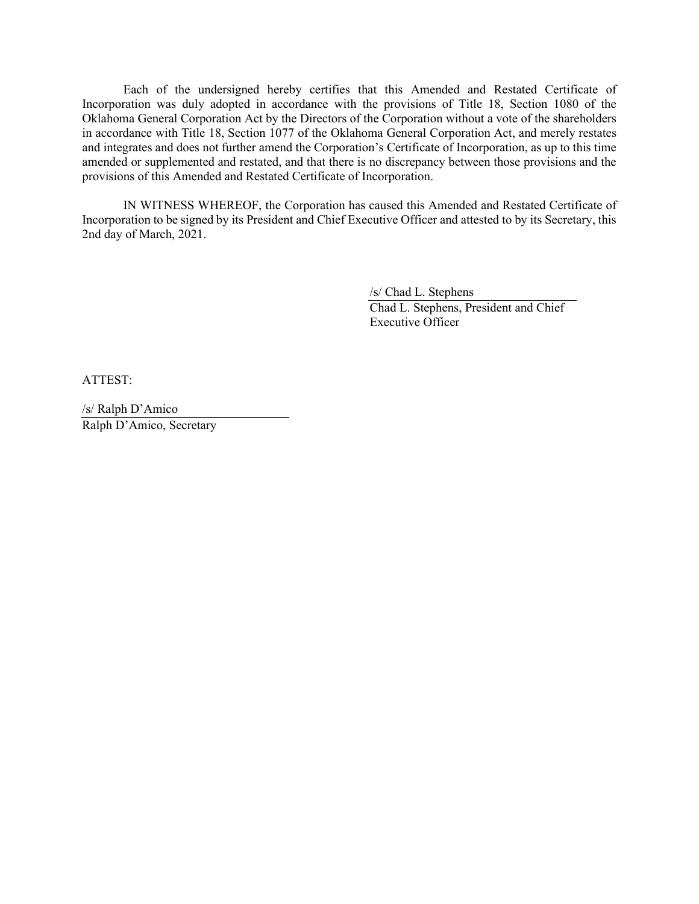Each of the undersigned hereby certifies that this Amended and Restated Certificate of Incorporation was duly adopted in accordance with the provisions of Title 18, Section 1080 of the Oklahoma General Corporation Act by the Directors of the Corporation without a vote of the shareholders in accordance with Title 18, Section 1077 of the Oklahoma General Corporation Act, and merely restates and integrates and does not further amend the Corporation's Certificate of Incorporation, as up to this time amended or supplemented and restated, and that there is no discrepancy between those provisions and the provisions of this Amended and Restated Certificate of Incorporation.

IN WITNESS WHEREOF, the Corporation has caused this Amended and Restated Certificate of Incorporation to be signed by its President and Chief Executive Officer and attested to by its Secretary, this 2nd day of March, 2021.

/s/ Chad L. Stephens
Chad L. Stephens, President and Chief Executive Officer

ATTEST:

/s/ Ralph D'Amico
Ralph D'Amico, Secretary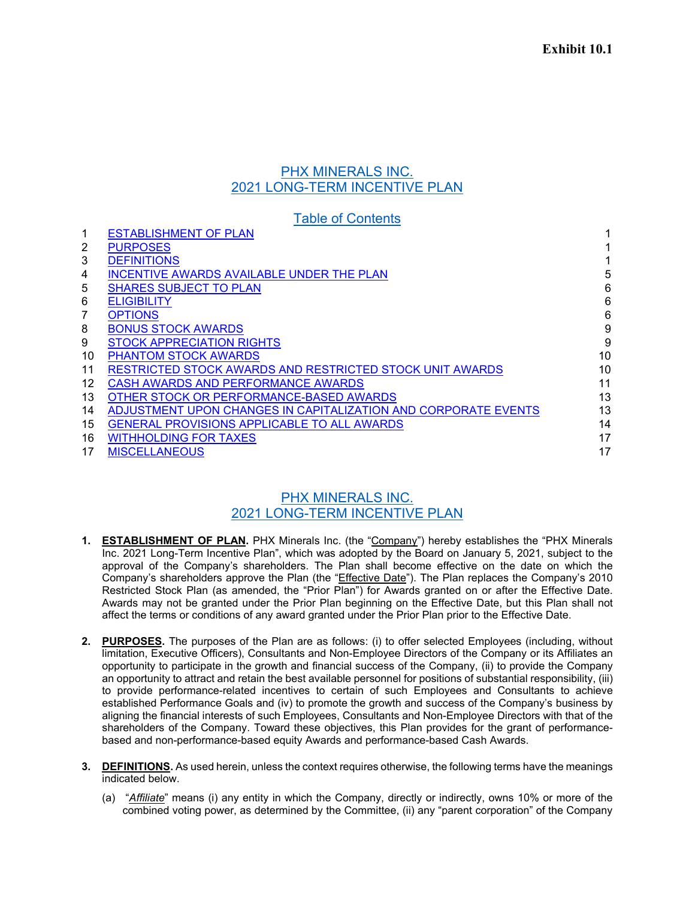**Exhibit 10.1**

# PHX MINERALS INC.
# 2021 LONG-TERM INCENTIVE PLAN

## Table of Contents

| | | |
|---|---|---|
| 1 | ESTABLISHMENT OF PLAN | 1 |
| 2 | PURPOSES | 1 |
| 3 | DEFINITIONS | 1 |
| 4 | INCENTIVE AWARDS AVAILABLE UNDER THE PLAN | 5 |
| 5 | SHARES SUBJECT TO PLAN | 6 |
| 6 | ELIGIBILITY | 6 |
| 7 | OPTIONS | 6 |
| 8 | BONUS STOCK AWARDS | 9 |
| 9 | STOCK APPRECIATION RIGHTS | 9 |
| 10 | PHANTOM STOCK AWARDS | 10 |
| 11 | RESTRICTED STOCK AWARDS AND RESTRICTED STOCK UNIT AWARDS | 10 |
| 12 | CASH AWARDS AND PERFORMANCE AWARDS | 11 |
| 13 | OTHER STOCK OR PERFORMANCE-BASED AWARDS | 13 |
| 14 | ADJUSTMENT UPON CHANGES IN CAPITALIZATION AND CORPORATE EVENTS | 13 |
| 15 | GENERAL PROVISIONS APPLICABLE TO ALL AWARDS | 14 |
| 16 | WITHHOLDING FOR TAXES | 17 |
| 17 | MISCELLANEOUS | 17 |

# PHX MINERALS INC.
# 2021 LONG-TERM INCENTIVE PLAN

1. **ESTABLISHMENT OF PLAN.** PHX Minerals Inc. (the "Company") hereby establishes the "PHX Minerals Inc. 2021 Long-Term Incentive Plan", which was adopted by the Board on January 5, 2021, subject to the approval of the Company's shareholders. The Plan shall become effective on the date on which the Company's shareholders approve the Plan (the "Effective Date"). The Plan replaces the Company's 2010 Restricted Stock Plan (as amended, the "Prior Plan") for Awards granted on or after the Effective Date. Awards may not be granted under the Prior Plan beginning on the Effective Date, but this Plan shall not affect the terms or conditions of any award granted under the Prior Plan prior to the Effective Date.

2. **PURPOSES.** The purposes of the Plan are as follows: (i) to offer selected Employees (including, without limitation, Executive Officers), Consultants and Non-Employee Directors of the Company or its Affiliates an opportunity to participate in the growth and financial success of the Company, (ii) to provide the Company an opportunity to attract and retain the best available personnel for positions of substantial responsibility, (iii) to provide performance-related incentives to certain of such Employees and Consultants to achieve established Performance Goals and (iv) to promote the growth and success of the Company's business by aligning the financial interests of such Employees, Consultants and Non-Employee Directors with that of the shareholders of the Company. Toward these objectives, this Plan provides for the grant of performance-based and non-performance-based equity Awards and performance-based Cash Awards.

3. **DEFINITIONS.** As used herein, unless the context requires otherwise, the following terms have the meanings indicated below.

   (a) "*Affiliate*" means (i) any entity in which the Company, directly or indirectly, owns 10% or more of the combined voting power, as determined by the Committee, (ii) any "parent corporation" of the Company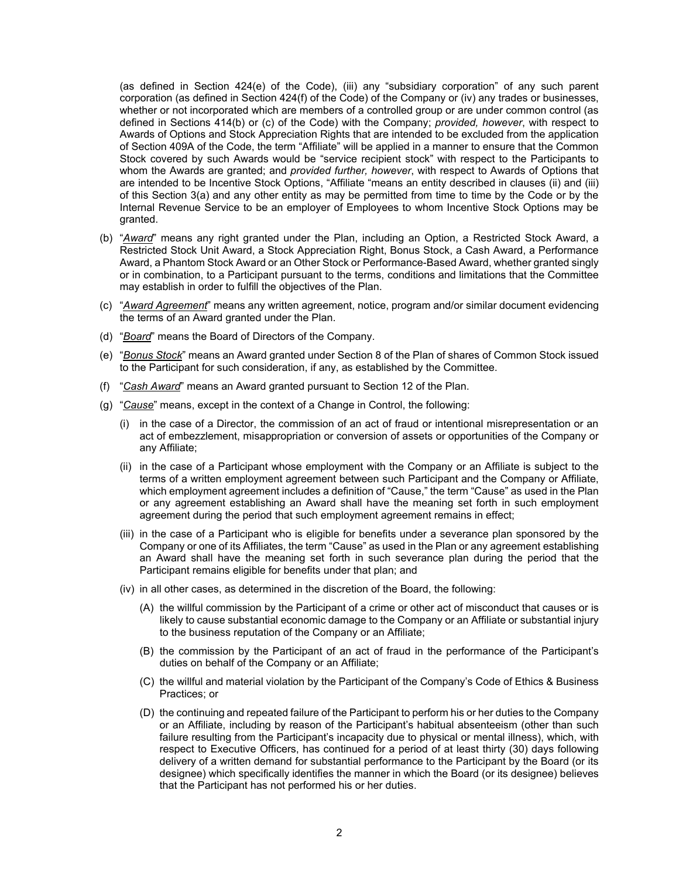(as defined in Section 424(e) of the Code), (iii) any "subsidiary corporation" of any such parent corporation (as defined in Section 424(f) of the Code) of the Company or (iv) any trades or businesses, whether or not incorporated which are members of a controlled group or are under common control (as defined in Sections 414(b) or (c) of the Code) with the Company; *provided, however*, with respect to Awards of Options and Stock Appreciation Rights that are intended to be excluded from the application of Section 409A of the Code, the term "Affiliate" will be applied in a manner to ensure that the Common Stock covered by such Awards would be "service recipient stock" with respect to the Participants to whom the Awards are granted; and *provided further, however*, with respect to Awards of Options that are intended to be Incentive Stock Options, "Affiliate "means an entity described in clauses (ii) and (iii) of this Section 3(a) and any other entity as may be permitted from time to time by the Code or by the Internal Revenue Service to be an employer of Employees to whom Incentive Stock Options may be granted.

(b) "*Award*" means any right granted under the Plan, including an Option, a Restricted Stock Award, a Restricted Stock Unit Award, a Stock Appreciation Right, Bonus Stock, a Cash Award, a Performance Award, a Phantom Stock Award or an Other Stock or Performance-Based Award, whether granted singly or in combination, to a Participant pursuant to the terms, conditions and limitations that the Committee may establish in order to fulfill the objectives of the Plan.

(c) "*Award Agreement*" means any written agreement, notice, program and/or similar document evidencing the terms of an Award granted under the Plan.

(d) "*Board*" means the Board of Directors of the Company.

(e) "*Bonus Stock*" means an Award granted under Section 8 of the Plan of shares of Common Stock issued to the Participant for such consideration, if any, as established by the Committee.

(f) "*Cash Award*" means an Award granted pursuant to Section 12 of the Plan.

(g) "*Cause*" means, except in the context of a Change in Control, the following:

  (i) in the case of a Director, the commission of an act of fraud or intentional misrepresentation or an act of embezzlement, misappropriation or conversion of assets or opportunities of the Company or any Affiliate;

  (ii) in the case of a Participant whose employment with the Company or an Affiliate is subject to the terms of a written employment agreement between such Participant and the Company or Affiliate, which employment agreement includes a definition of "Cause," the term "Cause" as used in the Plan or any agreement establishing an Award shall have the meaning set forth in such employment agreement during the period that such employment agreement remains in effect;

  (iii) in the case of a Participant who is eligible for benefits under a severance plan sponsored by the Company or one of its Affiliates, the term "Cause" as used in the Plan or any agreement establishing an Award shall have the meaning set forth in such severance plan during the period that the Participant remains eligible for benefits under that plan; and

  (iv) in all other cases, as determined in the discretion of the Board, the following:

    (A) the willful commission by the Participant of a crime or other act of misconduct that causes or is likely to cause substantial economic damage to the Company or an Affiliate or substantial injury to the business reputation of the Company or an Affiliate;

    (B) the commission by the Participant of an act of fraud in the performance of the Participant's duties on behalf of the Company or an Affiliate;

    (C) the willful and material violation by the Participant of the Company's Code of Ethics & Business Practices; or

    (D) the continuing and repeated failure of the Participant to perform his or her duties to the Company or an Affiliate, including by reason of the Participant's habitual absenteeism (other than such failure resulting from the Participant's incapacity due to physical or mental illness), which, with respect to Executive Officers, has continued for a period of at least thirty (30) days following delivery of a written demand for substantial performance to the Participant by the Board (or its designee) which specifically identifies the manner in which the Board (or its designee) believes that the Participant has not performed his or her duties.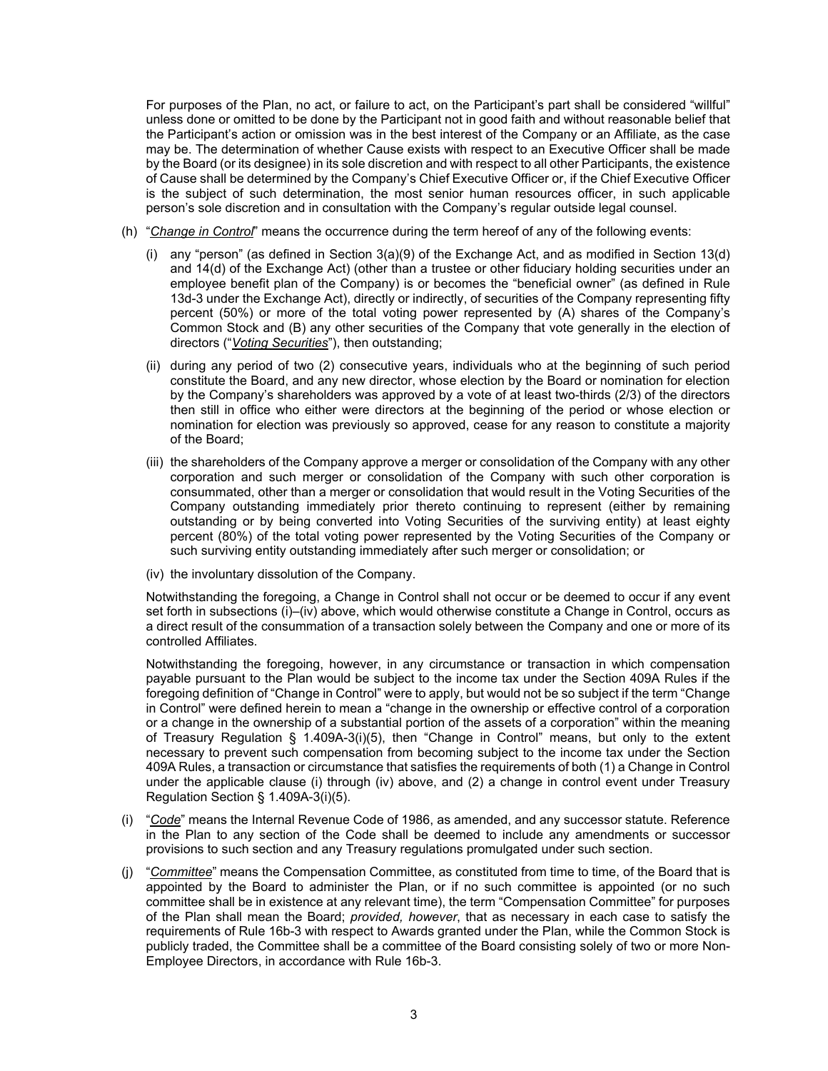For purposes of the Plan, no act, or failure to act, on the Participant's part shall be considered "willful" unless done or omitted to be done by the Participant not in good faith and without reasonable belief that the Participant's action or omission was in the best interest of the Company or an Affiliate, as the case may be. The determination of whether Cause exists with respect to an Executive Officer shall be made by the Board (or its designee) in its sole discretion and with respect to all other Participants, the existence of Cause shall be determined by the Company's Chief Executive Officer or, if the Chief Executive Officer is the subject of such determination, the most senior human resources officer, in such applicable person's sole discretion and in consultation with the Company's regular outside legal counsel.

(h) "*Change in Control*" means the occurrence during the term hereof of any of the following events:

(i) any "person" (as defined in Section 3(a)(9) of the Exchange Act, and as modified in Section 13(d) and 14(d) of the Exchange Act) (other than a trustee or other fiduciary holding securities under an employee benefit plan of the Company) is or becomes the "beneficial owner" (as defined in Rule 13d-3 under the Exchange Act), directly or indirectly, of securities of the Company representing fifty percent (50%) or more of the total voting power represented by (A) shares of the Company's Common Stock and (B) any other securities of the Company that vote generally in the election of directors ("*Voting Securities*"), then outstanding;

(ii) during any period of two (2) consecutive years, individuals who at the beginning of such period constitute the Board, and any new director, whose election by the Board or nomination for election by the Company's shareholders was approved by a vote of at least two-thirds (2/3) of the directors then still in office who either were directors at the beginning of the period or whose election or nomination for election was previously so approved, cease for any reason to constitute a majority of the Board;

(iii) the shareholders of the Company approve a merger or consolidation of the Company with any other corporation and such merger or consolidation of the Company with such other corporation is consummated, other than a merger or consolidation that would result in the Voting Securities of the Company outstanding immediately prior thereto continuing to represent (either by remaining outstanding or by being converted into Voting Securities of the surviving entity) at least eighty percent (80%) of the total voting power represented by the Voting Securities of the Company or such surviving entity outstanding immediately after such merger or consolidation; or

(iv) the involuntary dissolution of the Company.

Notwithstanding the foregoing, a Change in Control shall not occur or be deemed to occur if any event set forth in subsections (i)–(iv) above, which would otherwise constitute a Change in Control, occurs as a direct result of the consummation of a transaction solely between the Company and one or more of its controlled Affiliates.

Notwithstanding the foregoing, however, in any circumstance or transaction in which compensation payable pursuant to the Plan would be subject to the income tax under the Section 409A Rules if the foregoing definition of "Change in Control" were to apply, but would not be so subject if the term "Change in Control" were defined herein to mean a "change in the ownership or effective control of a corporation or a change in the ownership of a substantial portion of the assets of a corporation" within the meaning of Treasury Regulation § 1.409A-3(i)(5), then "Change in Control" means, but only to the extent necessary to prevent such compensation from becoming subject to the income tax under the Section 409A Rules, a transaction or circumstance that satisfies the requirements of both (1) a Change in Control under the applicable clause (i) through (iv) above, and (2) a change in control event under Treasury Regulation Section § 1.409A-3(i)(5).

(i) "*Code*" means the Internal Revenue Code of 1986, as amended, and any successor statute. Reference in the Plan to any section of the Code shall be deemed to include any amendments or successor provisions to such section and any Treasury regulations promulgated under such section.

(j) "*Committee*" means the Compensation Committee, as constituted from time to time, of the Board that is appointed by the Board to administer the Plan, or if no such committee is appointed (or no such committee shall be in existence at any relevant time), the term "Compensation Committee" for purposes of the Plan shall mean the Board; *provided, however*, that as necessary in each case to satisfy the requirements of Rule 16b-3 with respect to Awards granted under the Plan, while the Common Stock is publicly traded, the Committee shall be a committee of the Board consisting solely of two or more Non-Employee Directors, in accordance with Rule 16b-3.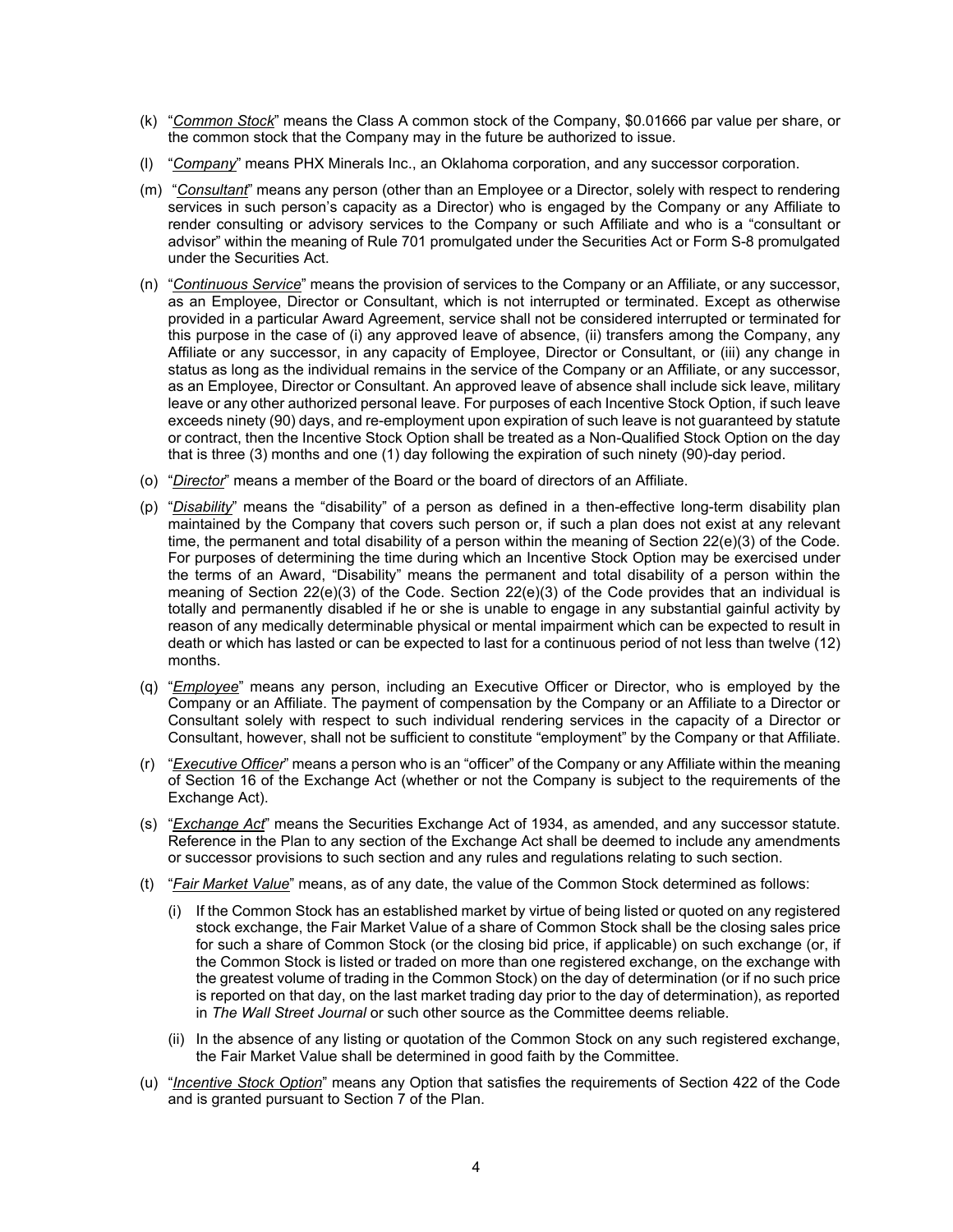(k) "*Common Stock*" means the Class A common stock of the Company, $0.01666 par value per share, or the common stock that the Company may in the future be authorized to issue.

(l) "*Company*" means PHX Minerals Inc., an Oklahoma corporation, and any successor corporation.

(m) "*Consultant*" means any person (other than an Employee or a Director, solely with respect to rendering services in such person's capacity as a Director) who is engaged by the Company or any Affiliate to render consulting or advisory services to the Company or such Affiliate and who is a "consultant or advisor" within the meaning of Rule 701 promulgated under the Securities Act or Form S-8 promulgated under the Securities Act.

(n) "*Continuous Service*" means the provision of services to the Company or an Affiliate, or any successor, as an Employee, Director or Consultant, which is not interrupted or terminated. Except as otherwise provided in a particular Award Agreement, service shall not be considered interrupted or terminated for this purpose in the case of (i) any approved leave of absence, (ii) transfers among the Company, any Affiliate or any successor, in any capacity of Employee, Director or Consultant, or (iii) any change in status as long as the individual remains in the service of the Company or an Affiliate, or any successor, as an Employee, Director or Consultant. An approved leave of absence shall include sick leave, military leave or any other authorized personal leave. For purposes of each Incentive Stock Option, if such leave exceeds ninety (90) days, and re-employment upon expiration of such leave is not guaranteed by statute or contract, then the Incentive Stock Option shall be treated as a Non-Qualified Stock Option on the day that is three (3) months and one (1) day following the expiration of such ninety (90)-day period.

(o) "*Director*" means a member of the Board or the board of directors of an Affiliate.

(p) "*Disability*" means the "disability" of a person as defined in a then-effective long-term disability plan maintained by the Company that covers such person or, if such a plan does not exist at any relevant time, the permanent and total disability of a person within the meaning of Section 22(e)(3) of the Code. For purposes of determining the time during which an Incentive Stock Option may be exercised under the terms of an Award, "Disability" means the permanent and total disability of a person within the meaning of Section 22(e)(3) of the Code. Section 22(e)(3) of the Code provides that an individual is totally and permanently disabled if he or she is unable to engage in any substantial gainful activity by reason of any medically determinable physical or mental impairment which can be expected to result in death or which has lasted or can be expected to last for a continuous period of not less than twelve (12) months.

(q) "*Employee*" means any person, including an Executive Officer or Director, who is employed by the Company or an Affiliate. The payment of compensation by the Company or an Affiliate to a Director or Consultant solely with respect to such individual rendering services in the capacity of a Director or Consultant, however, shall not be sufficient to constitute "employment" by the Company or that Affiliate.

(r) "*Executive Officer*" means a person who is an "officer" of the Company or any Affiliate within the meaning of Section 16 of the Exchange Act (whether or not the Company is subject to the requirements of the Exchange Act).

(s) "*Exchange Act*" means the Securities Exchange Act of 1934, as amended, and any successor statute. Reference in the Plan to any section of the Exchange Act shall be deemed to include any amendments or successor provisions to such section and any rules and regulations relating to such section.

(t) "*Fair Market Value*" means, as of any date, the value of the Common Stock determined as follows:

   (i) If the Common Stock has an established market by virtue of being listed or quoted on any registered stock exchange, the Fair Market Value of a share of Common Stock shall be the closing sales price for such a share of Common Stock (or the closing bid price, if applicable) on such exchange (or, if the Common Stock is listed or traded on more than one registered exchange, on the exchange with the greatest volume of trading in the Common Stock) on the day of determination (or if no such price is reported on that day, on the last market trading day prior to the day of determination), as reported in *The Wall Street Journal* or such other source as the Committee deems reliable.

   (ii) In the absence of any listing or quotation of the Common Stock on any such registered exchange, the Fair Market Value shall be determined in good faith by the Committee.

(u) "*Incentive Stock Option*" means any Option that satisfies the requirements of Section 422 of the Code and is granted pursuant to Section 7 of the Plan.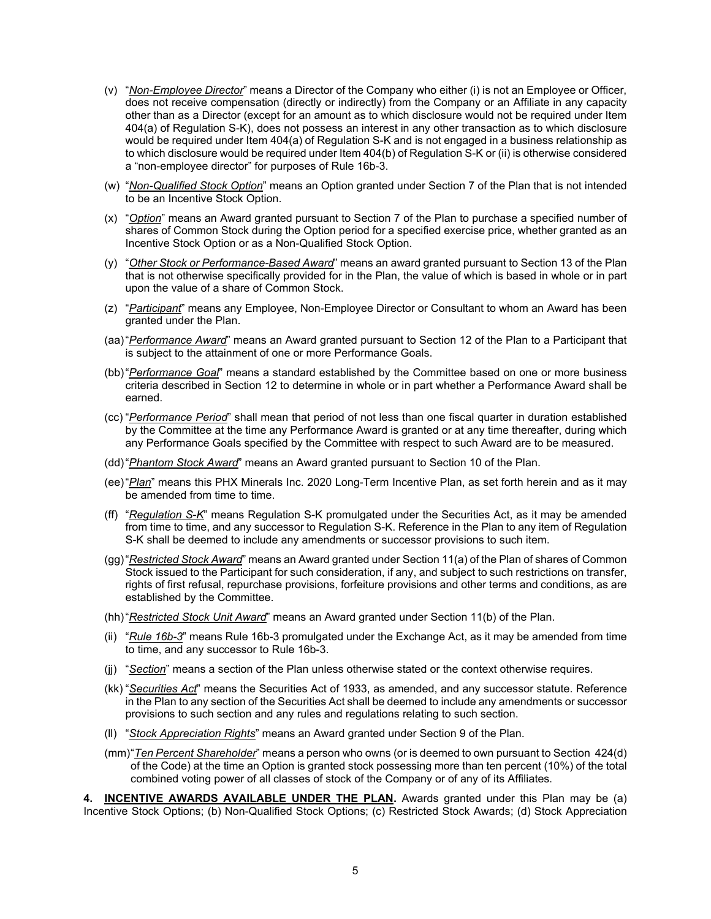(v) "*Non-Employee Director*" means a Director of the Company who either (i) is not an Employee or Officer, does not receive compensation (directly or indirectly) from the Company or an Affiliate in any capacity other than as a Director (except for an amount as to which disclosure would not be required under Item 404(a) of Regulation S-K), does not possess an interest in any other transaction as to which disclosure would be required under Item 404(a) of Regulation S-K and is not engaged in a business relationship as to which disclosure would be required under Item 404(b) of Regulation S-K or (ii) is otherwise considered a "non-employee director" for purposes of Rule 16b-3.

(w) "*Non-Qualified Stock Option*" means an Option granted under Section 7 of the Plan that is not intended to be an Incentive Stock Option.

(x) "*Option*" means an Award granted pursuant to Section 7 of the Plan to purchase a specified number of shares of Common Stock during the Option period for a specified exercise price, whether granted as an Incentive Stock Option or as a Non-Qualified Stock Option.

(y) "*Other Stock or Performance-Based Award*" means an award granted pursuant to Section 13 of the Plan that is not otherwise specifically provided for in the Plan, the value of which is based in whole or in part upon the value of a share of Common Stock.

(z) "*Participant*" means any Employee, Non-Employee Director or Consultant to whom an Award has been granted under the Plan.

(aa) "*Performance Award*" means an Award granted pursuant to Section 12 of the Plan to a Participant that is subject to the attainment of one or more Performance Goals.

(bb) "*Performance Goal*" means a standard established by the Committee based on one or more business criteria described in Section 12 to determine in whole or in part whether a Performance Award shall be earned.

(cc) "*Performance Period*" shall mean that period of not less than one fiscal quarter in duration established by the Committee at the time any Performance Award is granted or at any time thereafter, during which any Performance Goals specified by the Committee with respect to such Award are to be measured.

(dd) "*Phantom Stock Award*" means an Award granted pursuant to Section 10 of the Plan.

(ee) "*Plan*" means this PHX Minerals Inc. 2020 Long-Term Incentive Plan, as set forth herein and as it may be amended from time to time.

(ff) "*Regulation S-K*" means Regulation S-K promulgated under the Securities Act, as it may be amended from time to time, and any successor to Regulation S-K. Reference in the Plan to any item of Regulation S-K shall be deemed to include any amendments or successor provisions to such item.

(gg) "*Restricted Stock Award*" means an Award granted under Section 11(a) of the Plan of shares of Common Stock issued to the Participant for such consideration, if any, and subject to such restrictions on transfer, rights of first refusal, repurchase provisions, forfeiture provisions and other terms and conditions, as are established by the Committee.

(hh) "*Restricted Stock Unit Award*" means an Award granted under Section 11(b) of the Plan.

(ii) "*Rule 16b-3*" means Rule 16b-3 promulgated under the Exchange Act, as it may be amended from time to time, and any successor to Rule 16b-3.

(jj) "*Section*" means a section of the Plan unless otherwise stated or the context otherwise requires.

(kk) "*Securities Act*" means the Securities Act of 1933, as amended, and any successor statute. Reference in the Plan to any section of the Securities Act shall be deemed to include any amendments or successor provisions to such section and any rules and regulations relating to such section.

(ll) "*Stock Appreciation Rights*" means an Award granted under Section 9 of the Plan.

(mm) "*Ten Percent Shareholder*" means a person who owns (or is deemed to own pursuant to Section 424(d) of the Code) at the time an Option is granted stock possessing more than ten percent (10%) of the total combined voting power of all classes of stock of the Company or of any of its Affiliates.

**4. INCENTIVE AWARDS AVAILABLE UNDER THE PLAN.** Awards granted under this Plan may be (a) Incentive Stock Options; (b) Non-Qualified Stock Options; (c) Restricted Stock Awards; (d) Stock Appreciation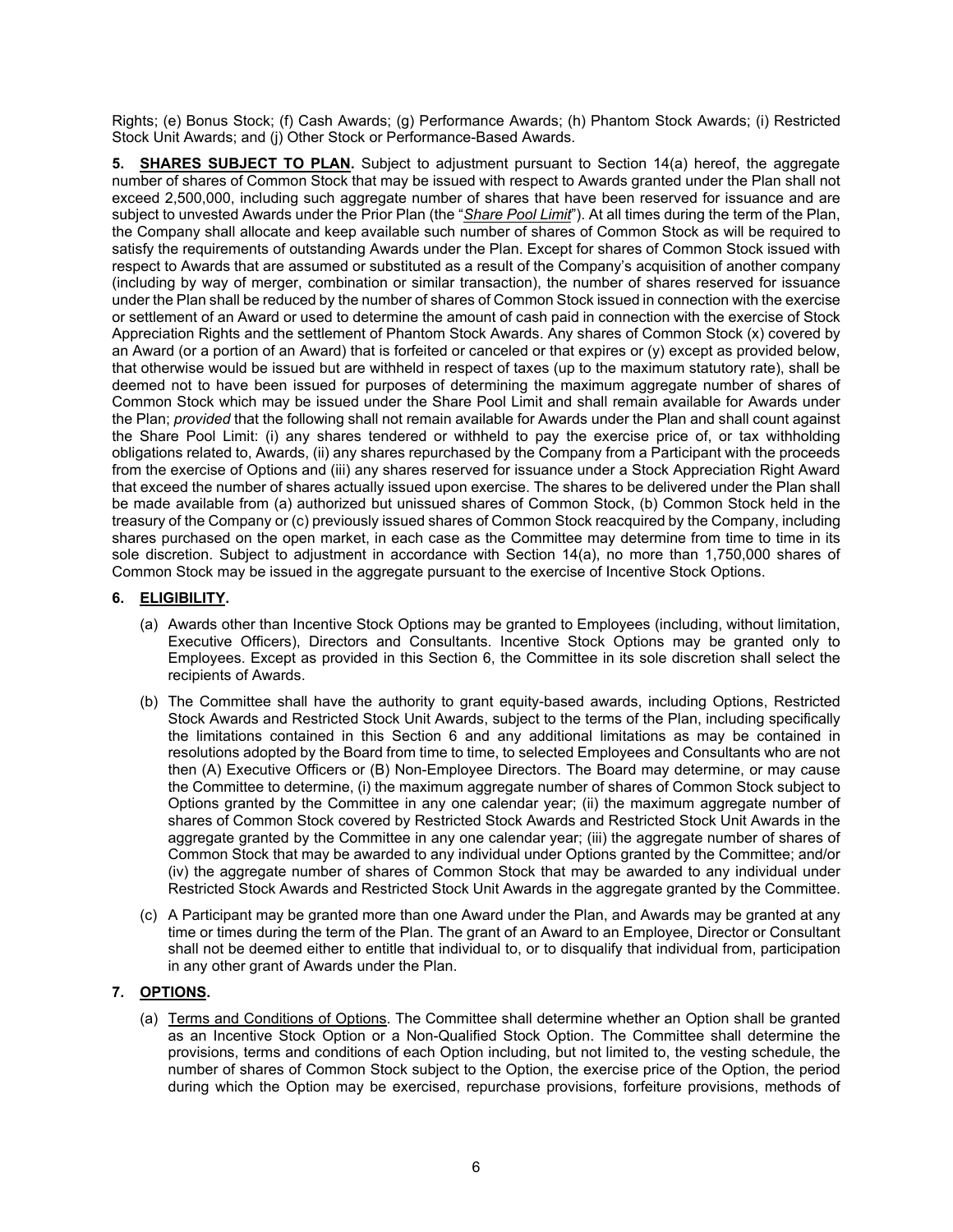Rights; (e) Bonus Stock; (f) Cash Awards; (g) Performance Awards; (h) Phantom Stock Awards; (i) Restricted Stock Unit Awards; and (j) Other Stock or Performance-Based Awards.

**5. SHARES SUBJECT TO PLAN.** Subject to adjustment pursuant to Section 14(a) hereof, the aggregate number of shares of Common Stock that may be issued with respect to Awards granted under the Plan shall not exceed 2,500,000, including such aggregate number of shares that have been reserved for issuance and are subject to unvested Awards under the Prior Plan (the "*Share Pool Limit*"). At all times during the term of the Plan, the Company shall allocate and keep available such number of shares of Common Stock as will be required to satisfy the requirements of outstanding Awards under the Plan. Except for shares of Common Stock issued with respect to Awards that are assumed or substituted as a result of the Company's acquisition of another company (including by way of merger, combination or similar transaction), the number of shares reserved for issuance under the Plan shall be reduced by the number of shares of Common Stock issued in connection with the exercise or settlement of an Award or used to determine the amount of cash paid in connection with the exercise of Stock Appreciation Rights and the settlement of Phantom Stock Awards. Any shares of Common Stock (x) covered by an Award (or a portion of an Award) that is forfeited or canceled or that expires or (y) except as provided below, that otherwise would be issued but are withheld in respect of taxes (up to the maximum statutory rate), shall be deemed not to have been issued for purposes of determining the maximum aggregate number of shares of Common Stock which may be issued under the Share Pool Limit and shall remain available for Awards under the Plan; *provided* that the following shall not remain available for Awards under the Plan and shall count against the Share Pool Limit: (i) any shares tendered or withheld to pay the exercise price of, or tax withholding obligations related to, Awards, (ii) any shares repurchased by the Company from a Participant with the proceeds from the exercise of Options and (iii) any shares reserved for issuance under a Stock Appreciation Right Award that exceed the number of shares actually issued upon exercise. The shares to be delivered under the Plan shall be made available from (a) authorized but unissued shares of Common Stock, (b) Common Stock held in the treasury of the Company or (c) previously issued shares of Common Stock reacquired by the Company, including shares purchased on the open market, in each case as the Committee may determine from time to time in its sole discretion. Subject to adjustment in accordance with Section 14(a), no more than 1,750,000 shares of Common Stock may be issued in the aggregate pursuant to the exercise of Incentive Stock Options.

**6. ELIGIBILITY.**

(a) Awards other than Incentive Stock Options may be granted to Employees (including, without limitation, Executive Officers), Directors and Consultants. Incentive Stock Options may be granted only to Employees. Except as provided in this Section 6, the Committee in its sole discretion shall select the recipients of Awards.

(b) The Committee shall have the authority to grant equity-based awards, including Options, Restricted Stock Awards and Restricted Stock Unit Awards, subject to the terms of the Plan, including specifically the limitations contained in this Section 6 and any additional limitations as may be contained in resolutions adopted by the Board from time to time, to selected Employees and Consultants who are not then (A) Executive Officers or (B) Non-Employee Directors. The Board may determine, or may cause the Committee to determine, (i) the maximum aggregate number of shares of Common Stock subject to Options granted by the Committee in any one calendar year; (ii) the maximum aggregate number of shares of Common Stock covered by Restricted Stock Awards and Restricted Stock Unit Awards in the aggregate granted by the Committee in any one calendar year; (iii) the aggregate number of shares of Common Stock that may be awarded to any individual under Options granted by the Committee; and/or (iv) the aggregate number of shares of Common Stock that may be awarded to any individual under Restricted Stock Awards and Restricted Stock Unit Awards in the aggregate granted by the Committee.

(c) A Participant may be granted more than one Award under the Plan, and Awards may be granted at any time or times during the term of the Plan. The grant of an Award to an Employee, Director or Consultant shall not be deemed either to entitle that individual to, or to disqualify that individual from, participation in any other grant of Awards under the Plan.

**7. OPTIONS.**

(a) Terms and Conditions of Options. The Committee shall determine whether an Option shall be granted as an Incentive Stock Option or a Non-Qualified Stock Option. The Committee shall determine the provisions, terms and conditions of each Option including, but not limited to, the vesting schedule, the number of shares of Common Stock subject to the Option, the exercise price of the Option, the period during which the Option may be exercised, repurchase provisions, forfeiture provisions, methods of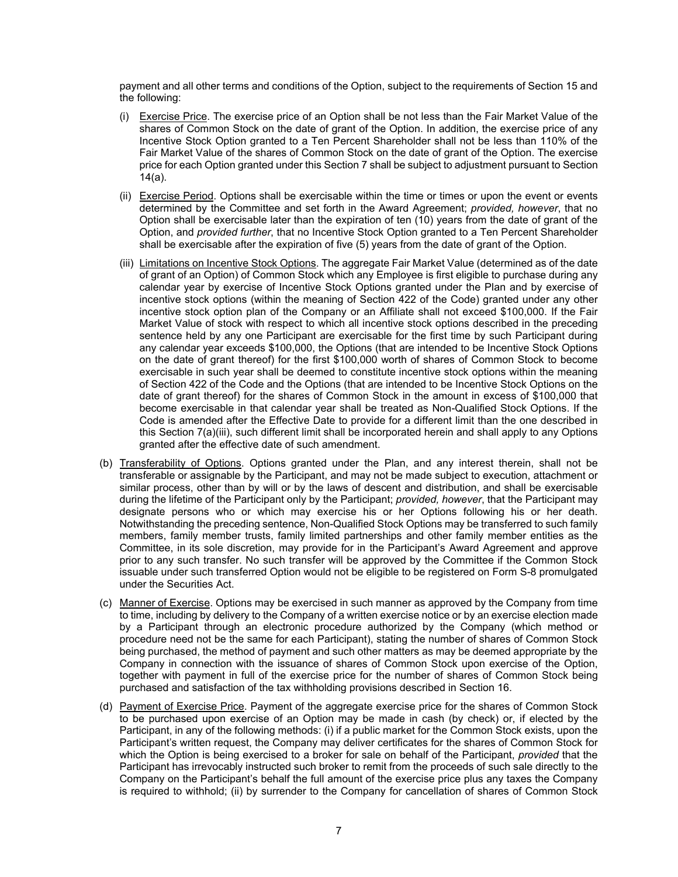payment and all other terms and conditions of the Option, subject to the requirements of Section 15 and the following:

(i) Exercise Price. The exercise price of an Option shall be not less than the Fair Market Value of the shares of Common Stock on the date of grant of the Option. In addition, the exercise price of any Incentive Stock Option granted to a Ten Percent Shareholder shall not be less than 110% of the Fair Market Value of the shares of Common Stock on the date of grant of the Option. The exercise price for each Option granted under this Section 7 shall be subject to adjustment pursuant to Section 14(a).

(ii) Exercise Period. Options shall be exercisable within the time or times or upon the event or events determined by the Committee and set forth in the Award Agreement; *provided, however*, that no Option shall be exercisable later than the expiration of ten (10) years from the date of grant of the Option, and *provided further*, that no Incentive Stock Option granted to a Ten Percent Shareholder shall be exercisable after the expiration of five (5) years from the date of grant of the Option.

(iii) Limitations on Incentive Stock Options. The aggregate Fair Market Value (determined as of the date of grant of an Option) of Common Stock which any Employee is first eligible to purchase during any calendar year by exercise of Incentive Stock Options granted under the Plan and by exercise of incentive stock options (within the meaning of Section 422 of the Code) granted under any other incentive stock option plan of the Company or an Affiliate shall not exceed $100,000. If the Fair Market Value of stock with respect to which all incentive stock options described in the preceding sentence held by any one Participant are exercisable for the first time by such Participant during any calendar year exceeds $100,000, the Options (that are intended to be Incentive Stock Options on the date of grant thereof) for the first $100,000 worth of shares of Common Stock to become exercisable in such year shall be deemed to constitute incentive stock options within the meaning of Section 422 of the Code and the Options (that are intended to be Incentive Stock Options on the date of grant thereof) for the shares of Common Stock in the amount in excess of $100,000 that become exercisable in that calendar year shall be treated as Non-Qualified Stock Options. If the Code is amended after the Effective Date to provide for a different limit than the one described in this Section 7(a)(iii), such different limit shall be incorporated herein and shall apply to any Options granted after the effective date of such amendment.

(b) Transferability of Options. Options granted under the Plan, and any interest therein, shall not be transferable or assignable by the Participant, and may not be made subject to execution, attachment or similar process, other than by will or by the laws of descent and distribution, and shall be exercisable during the lifetime of the Participant only by the Participant; *provided, however*, that the Participant may designate persons who or which may exercise his or her Options following his or her death. Notwithstanding the preceding sentence, Non-Qualified Stock Options may be transferred to such family members, family member trusts, family limited partnerships and other family member entities as the Committee, in its sole discretion, may provide for in the Participant's Award Agreement and approve prior to any such transfer. No such transfer will be approved by the Committee if the Common Stock issuable under such transferred Option would not be eligible to be registered on Form S-8 promulgated under the Securities Act.

(c) Manner of Exercise. Options may be exercised in such manner as approved by the Company from time to time, including by delivery to the Company of a written exercise notice or by an exercise election made by a Participant through an electronic procedure authorized by the Company (which method or procedure need not be the same for each Participant), stating the number of shares of Common Stock being purchased, the method of payment and such other matters as may be deemed appropriate by the Company in connection with the issuance of shares of Common Stock upon exercise of the Option, together with payment in full of the exercise price for the number of shares of Common Stock being purchased and satisfaction of the tax withholding provisions described in Section 16.

(d) Payment of Exercise Price. Payment of the aggregate exercise price for the shares of Common Stock to be purchased upon exercise of an Option may be made in cash (by check) or, if elected by the Participant, in any of the following methods: (i) if a public market for the Common Stock exists, upon the Participant's written request, the Company may deliver certificates for the shares of Common Stock for which the Option is being exercised to a broker for sale on behalf of the Participant, *provided* that the Participant has irrevocably instructed such broker to remit from the proceeds of such sale directly to the Company on the Participant's behalf the full amount of the exercise price plus any taxes the Company is required to withhold; (ii) by surrender to the Company for cancellation of shares of Common Stock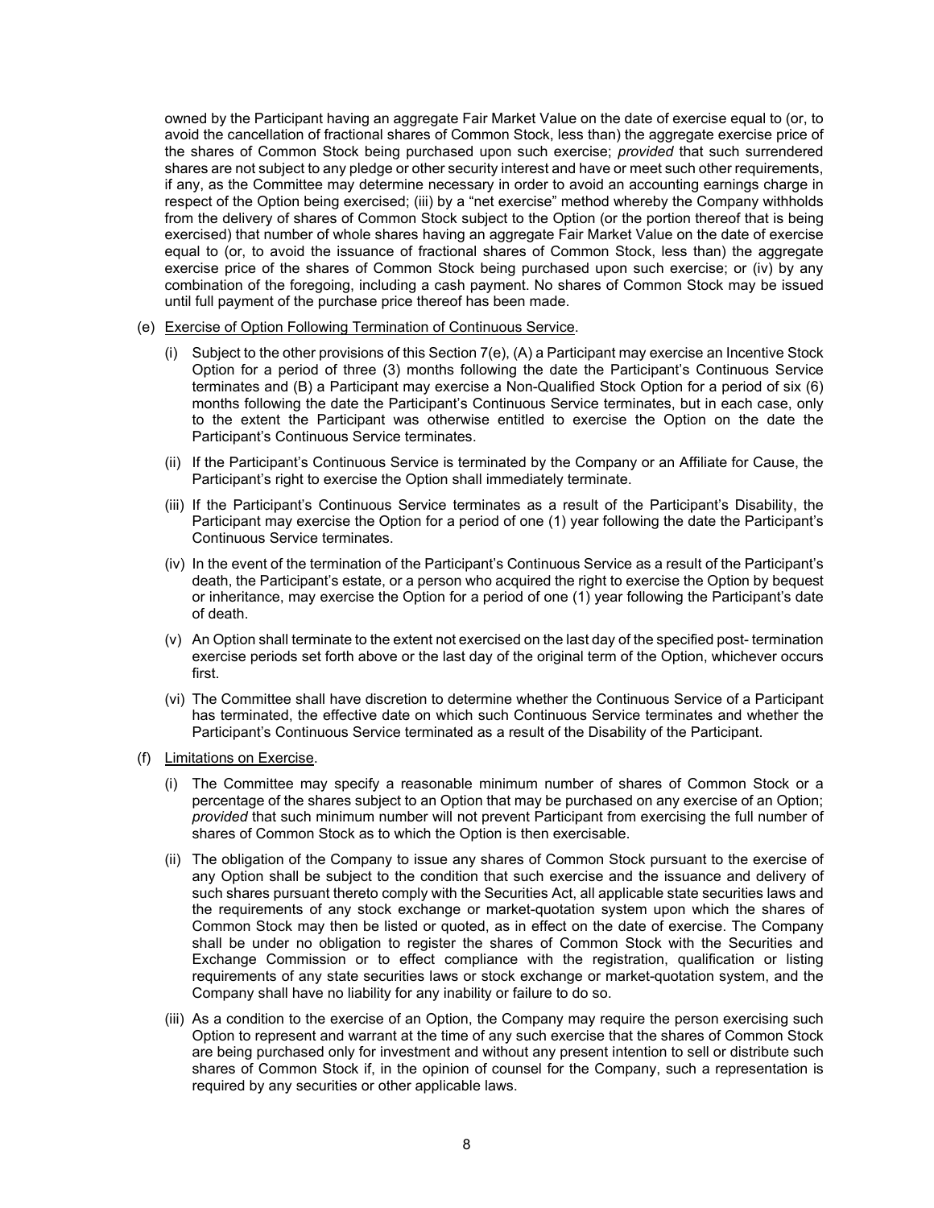owned by the Participant having an aggregate Fair Market Value on the date of exercise equal to (or, to avoid the cancellation of fractional shares of Common Stock, less than) the aggregate exercise price of the shares of Common Stock being purchased upon such exercise; *provided* that such surrendered shares are not subject to any pledge or other security interest and have or meet such other requirements, if any, as the Committee may determine necessary in order to avoid an accounting earnings charge in respect of the Option being exercised; (iii) by a "net exercise" method whereby the Company withholds from the delivery of shares of Common Stock subject to the Option (or the portion thereof that is being exercised) that number of whole shares having an aggregate Fair Market Value on the date of exercise equal to (or, to avoid the issuance of fractional shares of Common Stock, less than) the aggregate exercise price of the shares of Common Stock being purchased upon such exercise; or (iv) by any combination of the foregoing, including a cash payment. No shares of Common Stock may be issued until full payment of the purchase price thereof has been made.

(e) Exercise of Option Following Termination of Continuous Service.

(i) Subject to the other provisions of this Section 7(e), (A) a Participant may exercise an Incentive Stock Option for a period of three (3) months following the date the Participant's Continuous Service terminates and (B) a Participant may exercise a Non-Qualified Stock Option for a period of six (6) months following the date the Participant's Continuous Service terminates, but in each case, only to the extent the Participant was otherwise entitled to exercise the Option on the date the Participant's Continuous Service terminates.

(ii) If the Participant's Continuous Service is terminated by the Company or an Affiliate for Cause, the Participant's right to exercise the Option shall immediately terminate.

(iii) If the Participant's Continuous Service terminates as a result of the Participant's Disability, the Participant may exercise the Option for a period of one (1) year following the date the Participant's Continuous Service terminates.

(iv) In the event of the termination of the Participant's Continuous Service as a result of the Participant's death, the Participant's estate, or a person who acquired the right to exercise the Option by bequest or inheritance, may exercise the Option for a period of one (1) year following the Participant's date of death.

(v) An Option shall terminate to the extent not exercised on the last day of the specified post- termination exercise periods set forth above or the last day of the original term of the Option, whichever occurs first.

(vi) The Committee shall have discretion to determine whether the Continuous Service of a Participant has terminated, the effective date on which such Continuous Service terminates and whether the Participant's Continuous Service terminated as a result of the Disability of the Participant.

(f) Limitations on Exercise.

(i) The Committee may specify a reasonable minimum number of shares of Common Stock or a percentage of the shares subject to an Option that may be purchased on any exercise of an Option; *provided* that such minimum number will not prevent Participant from exercising the full number of shares of Common Stock as to which the Option is then exercisable.

(ii) The obligation of the Company to issue any shares of Common Stock pursuant to the exercise of any Option shall be subject to the condition that such exercise and the issuance and delivery of such shares pursuant thereto comply with the Securities Act, all applicable state securities laws and the requirements of any stock exchange or market-quotation system upon which the shares of Common Stock may then be listed or quoted, as in effect on the date of exercise. The Company shall be under no obligation to register the shares of Common Stock with the Securities and Exchange Commission or to effect compliance with the registration, qualification or listing requirements of any state securities laws or stock exchange or market-quotation system, and the Company shall have no liability for any inability or failure to do so.

(iii) As a condition to the exercise of an Option, the Company may require the person exercising such Option to represent and warrant at the time of any such exercise that the shares of Common Stock are being purchased only for investment and without any present intention to sell or distribute such shares of Common Stock if, in the opinion of counsel for the Company, such a representation is required by any securities or other applicable laws.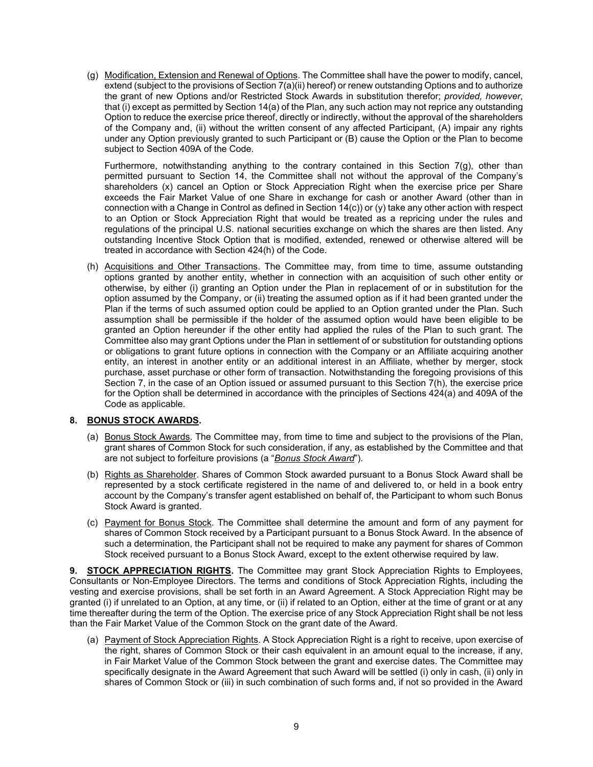(g) Modification, Extension and Renewal of Options. The Committee shall have the power to modify, cancel, extend (subject to the provisions of Section 7(a)(ii) hereof) or renew outstanding Options and to authorize the grant of new Options and/or Restricted Stock Awards in substitution therefor; *provided, however*, that (i) except as permitted by Section 14(a) of the Plan, any such action may not reprice any outstanding Option to reduce the exercise price thereof, directly or indirectly, without the approval of the shareholders of the Company and, (ii) without the written consent of any affected Participant, (A) impair any rights under any Option previously granted to such Participant or (B) cause the Option or the Plan to become subject to Section 409A of the Code.

Furthermore, notwithstanding anything to the contrary contained in this Section 7(g), other than permitted pursuant to Section 14, the Committee shall not without the approval of the Company's shareholders (x) cancel an Option or Stock Appreciation Right when the exercise price per Share exceeds the Fair Market Value of one Share in exchange for cash or another Award (other than in connection with a Change in Control as defined in Section 14(c)) or (y) take any other action with respect to an Option or Stock Appreciation Right that would be treated as a repricing under the rules and regulations of the principal U.S. national securities exchange on which the shares are then listed. Any outstanding Incentive Stock Option that is modified, extended, renewed or otherwise altered will be treated in accordance with Section 424(h) of the Code.

(h) Acquisitions and Other Transactions. The Committee may, from time to time, assume outstanding options granted by another entity, whether in connection with an acquisition of such other entity or otherwise, by either (i) granting an Option under the Plan in replacement of or in substitution for the option assumed by the Company, or (ii) treating the assumed option as if it had been granted under the Plan if the terms of such assumed option could be applied to an Option granted under the Plan. Such assumption shall be permissible if the holder of the assumed option would have been eligible to be granted an Option hereunder if the other entity had applied the rules of the Plan to such grant. The Committee also may grant Options under the Plan in settlement of or substitution for outstanding options or obligations to grant future options in connection with the Company or an Affiliate acquiring another entity, an interest in another entity or an additional interest in an Affiliate, whether by merger, stock purchase, asset purchase or other form of transaction. Notwithstanding the foregoing provisions of this Section 7, in the case of an Option issued or assumed pursuant to this Section 7(h), the exercise price for the Option shall be determined in accordance with the principles of Sections 424(a) and 409A of the Code as applicable.

**8. BONUS STOCK AWARDS.**

(a) Bonus Stock Awards. The Committee may, from time to time and subject to the provisions of the Plan, grant shares of Common Stock for such consideration, if any, as established by the Committee and that are not subject to forfeiture provisions (a "*Bonus Stock Award*").

(b) Rights as Shareholder. Shares of Common Stock awarded pursuant to a Bonus Stock Award shall be represented by a stock certificate registered in the name of and delivered to, or held in a book entry account by the Company's transfer agent established on behalf of, the Participant to whom such Bonus Stock Award is granted.

(c) Payment for Bonus Stock. The Committee shall determine the amount and form of any payment for shares of Common Stock received by a Participant pursuant to a Bonus Stock Award. In the absence of such a determination, the Participant shall not be required to make any payment for shares of Common Stock received pursuant to a Bonus Stock Award, except to the extent otherwise required by law.

**9. STOCK APPRECIATION RIGHTS.** The Committee may grant Stock Appreciation Rights to Employees, Consultants or Non-Employee Directors. The terms and conditions of Stock Appreciation Rights, including the vesting and exercise provisions, shall be set forth in an Award Agreement. A Stock Appreciation Right may be granted (i) if unrelated to an Option, at any time, or (ii) if related to an Option, either at the time of grant or at any time thereafter during the term of the Option. The exercise price of any Stock Appreciation Right shall be not less than the Fair Market Value of the Common Stock on the grant date of the Award.

(a) Payment of Stock Appreciation Rights. A Stock Appreciation Right is a right to receive, upon exercise of the right, shares of Common Stock or their cash equivalent in an amount equal to the increase, if any, in Fair Market Value of the Common Stock between the grant and exercise dates. The Committee may specifically designate in the Award Agreement that such Award will be settled (i) only in cash, (ii) only in shares of Common Stock or (iii) in such combination of such forms and, if not so provided in the Award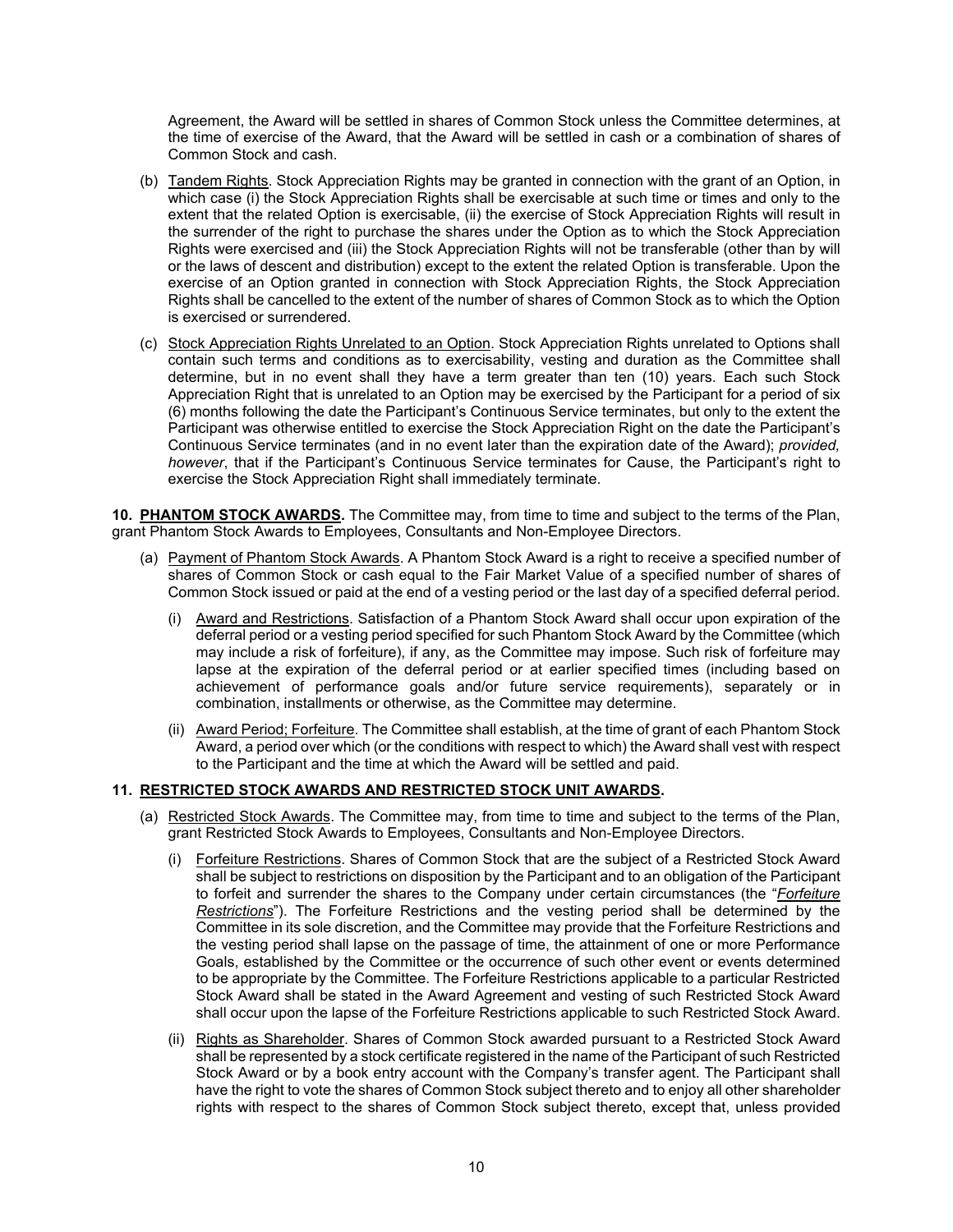Agreement, the Award will be settled in shares of Common Stock unless the Committee determines, at the time of exercise of the Award, that the Award will be settled in cash or a combination of shares of Common Stock and cash.

(b) Tandem Rights. Stock Appreciation Rights may be granted in connection with the grant of an Option, in which case (i) the Stock Appreciation Rights shall be exercisable at such time or times and only to the extent that the related Option is exercisable, (ii) the exercise of Stock Appreciation Rights will result in the surrender of the right to purchase the shares under the Option as to which the Stock Appreciation Rights were exercised and (iii) the Stock Appreciation Rights will not be transferable (other than by will or the laws of descent and distribution) except to the extent the related Option is transferable. Upon the exercise of an Option granted in connection with Stock Appreciation Rights, the Stock Appreciation Rights shall be cancelled to the extent of the number of shares of Common Stock as to which the Option is exercised or surrendered.

(c) Stock Appreciation Rights Unrelated to an Option. Stock Appreciation Rights unrelated to Options shall contain such terms and conditions as to exercisability, vesting and duration as the Committee shall determine, but in no event shall they have a term greater than ten (10) years. Each such Stock Appreciation Right that is unrelated to an Option may be exercised by the Participant for a period of six (6) months following the date the Participant's Continuous Service terminates, but only to the extent the Participant was otherwise entitled to exercise the Stock Appreciation Right on the date the Participant's Continuous Service terminates (and in no event later than the expiration date of the Award); *provided, however*, that if the Participant's Continuous Service terminates for Cause, the Participant's right to exercise the Stock Appreciation Right shall immediately terminate.

**10. PHANTOM STOCK AWARDS.** The Committee may, from time to time and subject to the terms of the Plan, grant Phantom Stock Awards to Employees, Consultants and Non-Employee Directors.

(a) Payment of Phantom Stock Awards. A Phantom Stock Award is a right to receive a specified number of shares of Common Stock or cash equal to the Fair Market Value of a specified number of shares of Common Stock issued or paid at the end of a vesting period or the last day of a specified deferral period.

(i) Award and Restrictions. Satisfaction of a Phantom Stock Award shall occur upon expiration of the deferral period or a vesting period specified for such Phantom Stock Award by the Committee (which may include a risk of forfeiture), if any, as the Committee may impose. Such risk of forfeiture may lapse at the expiration of the deferral period or at earlier specified times (including based on achievement of performance goals and/or future service requirements), separately or in combination, installments or otherwise, as the Committee may determine.

(ii) Award Period; Forfeiture. The Committee shall establish, at the time of grant of each Phantom Stock Award, a period over which (or the conditions with respect to which) the Award shall vest with respect to the Participant and the time at which the Award will be settled and paid.

**11. RESTRICTED STOCK AWARDS AND RESTRICTED STOCK UNIT AWARDS.**

(a) Restricted Stock Awards. The Committee may, from time to time and subject to the terms of the Plan, grant Restricted Stock Awards to Employees, Consultants and Non-Employee Directors.

(i) Forfeiture Restrictions. Shares of Common Stock that are the subject of a Restricted Stock Award shall be subject to restrictions on disposition by the Participant and to an obligation of the Participant to forfeit and surrender the shares to the Company under certain circumstances (the "*Forfeiture Restrictions*"). The Forfeiture Restrictions and the vesting period shall be determined by the Committee in its sole discretion, and the Committee may provide that the Forfeiture Restrictions and the vesting period shall lapse on the passage of time, the attainment of one or more Performance Goals, established by the Committee or the occurrence of such other event or events determined to be appropriate by the Committee. The Forfeiture Restrictions applicable to a particular Restricted Stock Award shall be stated in the Award Agreement and vesting of such Restricted Stock Award shall occur upon the lapse of the Forfeiture Restrictions applicable to such Restricted Stock Award.

(ii) Rights as Shareholder. Shares of Common Stock awarded pursuant to a Restricted Stock Award shall be represented by a stock certificate registered in the name of the Participant of such Restricted Stock Award or by a book entry account with the Company's transfer agent. The Participant shall have the right to vote the shares of Common Stock subject thereto and to enjoy all other shareholder rights with respect to the shares of Common Stock subject thereto, except that, unless provided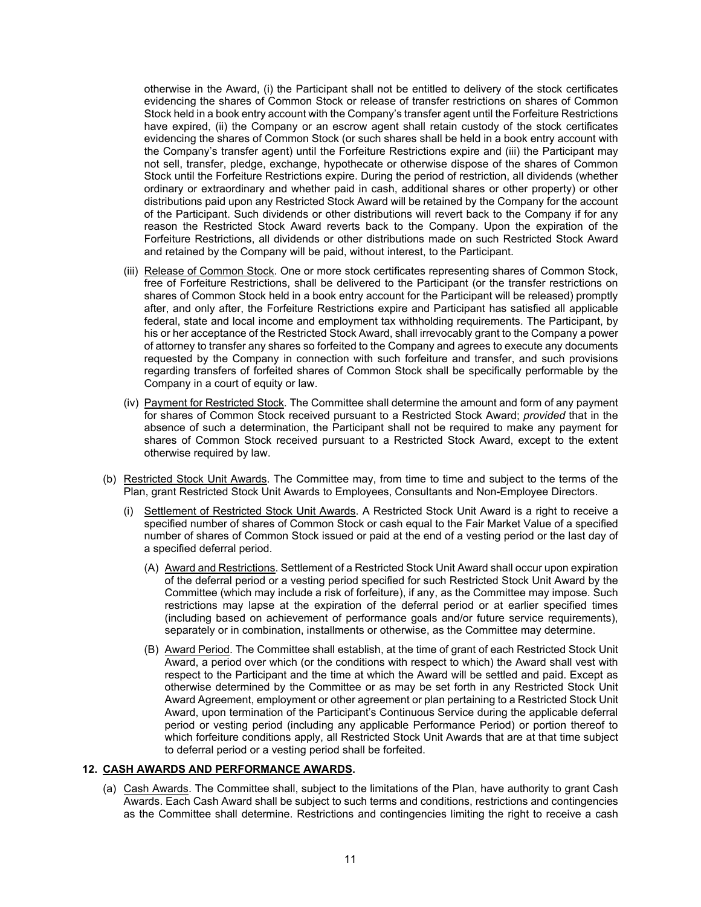otherwise in the Award, (i) the Participant shall not be entitled to delivery of the stock certificates evidencing the shares of Common Stock or release of transfer restrictions on shares of Common Stock held in a book entry account with the Company's transfer agent until the Forfeiture Restrictions have expired, (ii) the Company or an escrow agent shall retain custody of the stock certificates evidencing the shares of Common Stock (or such shares shall be held in a book entry account with the Company's transfer agent) until the Forfeiture Restrictions expire and (iii) the Participant may not sell, transfer, pledge, exchange, hypothecate or otherwise dispose of the shares of Common Stock until the Forfeiture Restrictions expire. During the period of restriction, all dividends (whether ordinary or extraordinary and whether paid in cash, additional shares or other property) or other distributions paid upon any Restricted Stock Award will be retained by the Company for the account of the Participant. Such dividends or other distributions will revert back to the Company if for any reason the Restricted Stock Award reverts back to the Company. Upon the expiration of the Forfeiture Restrictions, all dividends or other distributions made on such Restricted Stock Award and retained by the Company will be paid, without interest, to the Participant.

(iii) Release of Common Stock. One or more stock certificates representing shares of Common Stock, free of Forfeiture Restrictions, shall be delivered to the Participant (or the transfer restrictions on shares of Common Stock held in a book entry account for the Participant will be released) promptly after, and only after, the Forfeiture Restrictions expire and Participant has satisfied all applicable federal, state and local income and employment tax withholding requirements. The Participant, by his or her acceptance of the Restricted Stock Award, shall irrevocably grant to the Company a power of attorney to transfer any shares so forfeited to the Company and agrees to execute any documents requested by the Company in connection with such forfeiture and transfer, and such provisions regarding transfers of forfeited shares of Common Stock shall be specifically performable by the Company in a court of equity or law.

(iv) Payment for Restricted Stock. The Committee shall determine the amount and form of any payment for shares of Common Stock received pursuant to a Restricted Stock Award; *provided* that in the absence of such a determination, the Participant shall not be required to make any payment for shares of Common Stock received pursuant to a Restricted Stock Award, except to the extent otherwise required by law.

(b) Restricted Stock Unit Awards. The Committee may, from time to time and subject to the terms of the Plan, grant Restricted Stock Unit Awards to Employees, Consultants and Non-Employee Directors.

(i) Settlement of Restricted Stock Unit Awards. A Restricted Stock Unit Award is a right to receive a specified number of shares of Common Stock or cash equal to the Fair Market Value of a specified number of shares of Common Stock issued or paid at the end of a vesting period or the last day of a specified deferral period.

(A) Award and Restrictions. Settlement of a Restricted Stock Unit Award shall occur upon expiration of the deferral period or a vesting period specified for such Restricted Stock Unit Award by the Committee (which may include a risk of forfeiture), if any, as the Committee may impose. Such restrictions may lapse at the expiration of the deferral period or at earlier specified times (including based on achievement of performance goals and/or future service requirements), separately or in combination, installments or otherwise, as the Committee may determine.

(B) Award Period. The Committee shall establish, at the time of grant of each Restricted Stock Unit Award, a period over which (or the conditions with respect to which) the Award shall vest with respect to the Participant and the time at which the Award will be settled and paid. Except as otherwise determined by the Committee or as may be set forth in any Restricted Stock Unit Award Agreement, employment or other agreement or plan pertaining to a Restricted Stock Unit Award, upon termination of the Participant's Continuous Service during the applicable deferral period or vesting period (including any applicable Performance Period) or portion thereof to which forfeiture conditions apply, all Restricted Stock Unit Awards that are at that time subject to deferral period or a vesting period shall be forfeited.

## 12. CASH AWARDS AND PERFORMANCE AWARDS.

(a) Cash Awards. The Committee shall, subject to the limitations of the Plan, have authority to grant Cash Awards. Each Cash Award shall be subject to such terms and conditions, restrictions and contingencies as the Committee shall determine. Restrictions and contingencies limiting the right to receive a cash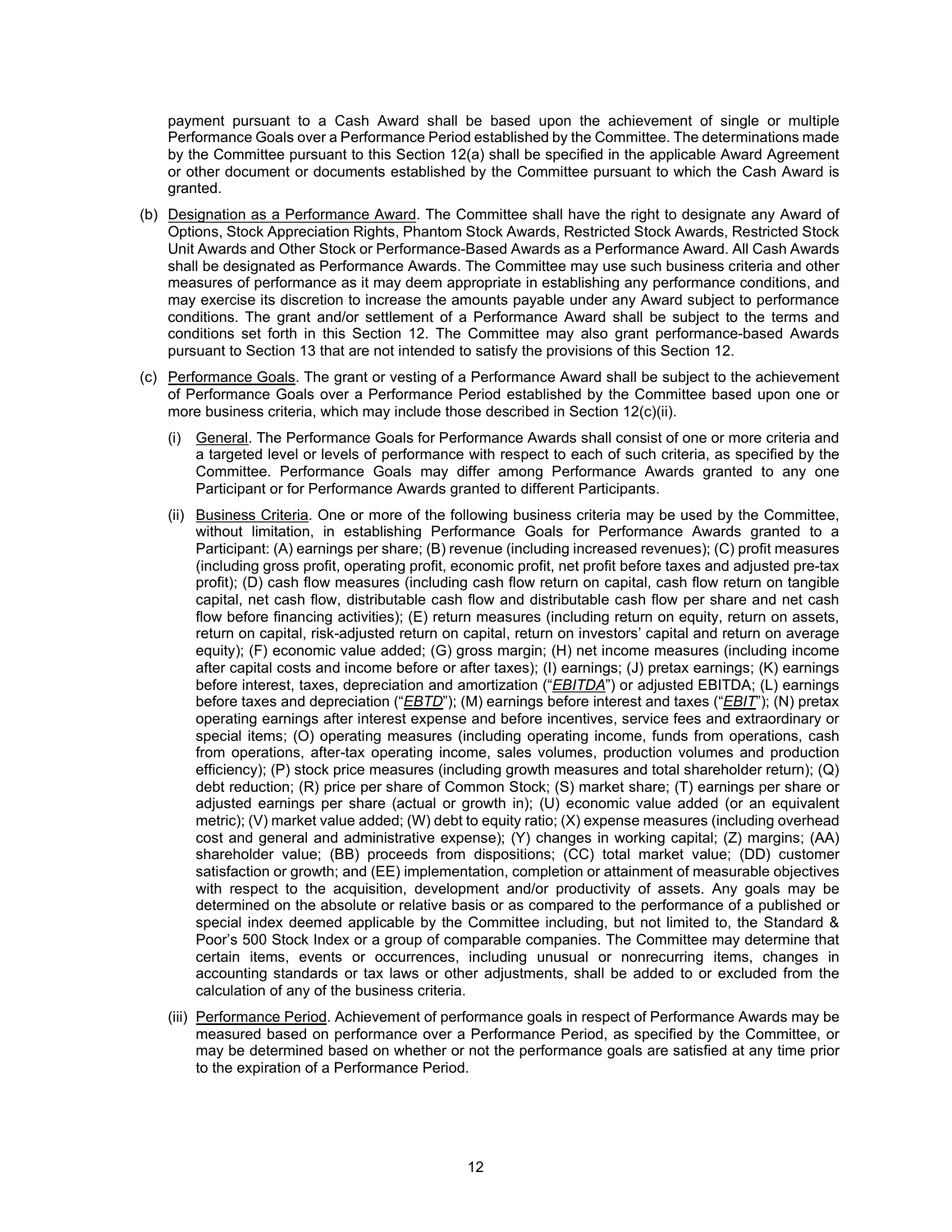payment pursuant to a Cash Award shall be based upon the achievement of single or multiple Performance Goals over a Performance Period established by the Committee. The determinations made by the Committee pursuant to this Section 12(a) shall be specified in the applicable Award Agreement or other document or documents established by the Committee pursuant to which the Cash Award is granted.

(b) Designation as a Performance Award. The Committee shall have the right to designate any Award of Options, Stock Appreciation Rights, Phantom Stock Awards, Restricted Stock Awards, Restricted Stock Unit Awards and Other Stock or Performance-Based Awards as a Performance Award. All Cash Awards shall be designated as Performance Awards. The Committee may use such business criteria and other measures of performance as it may deem appropriate in establishing any performance conditions, and may exercise its discretion to increase the amounts payable under any Award subject to performance conditions. The grant and/or settlement of a Performance Award shall be subject to the terms and conditions set forth in this Section 12. The Committee may also grant performance-based Awards pursuant to Section 13 that are not intended to satisfy the provisions of this Section 12.

(c) Performance Goals. The grant or vesting of a Performance Award shall be subject to the achievement of Performance Goals over a Performance Period established by the Committee based upon one or more business criteria, which may include those described in Section 12(c)(ii).

(i) General. The Performance Goals for Performance Awards shall consist of one or more criteria and a targeted level or levels of performance with respect to each of such criteria, as specified by the Committee. Performance Goals may differ among Performance Awards granted to any one Participant or for Performance Awards granted to different Participants.

(ii) Business Criteria. One or more of the following business criteria may be used by the Committee, without limitation, in establishing Performance Goals for Performance Awards granted to a Participant: (A) earnings per share; (B) revenue (including increased revenues); (C) profit measures (including gross profit, operating profit, economic profit, net profit before taxes and adjusted pre-tax profit); (D) cash flow measures (including cash flow return on capital, cash flow return on tangible capital, net cash flow, distributable cash flow and distributable cash flow per share and net cash flow before financing activities); (E) return measures (including return on equity, return on assets, return on capital, risk-adjusted return on capital, return on investors' capital and return on average equity); (F) economic value added; (G) gross margin; (H) net income measures (including income after capital costs and income before or after taxes); (I) earnings; (J) pretax earnings; (K) earnings before interest, taxes, depreciation and amortization ("*EBITDA*") or adjusted EBITDA; (L) earnings before taxes and depreciation ("*EBTD*"); (M) earnings before interest and taxes ("*EBIT*"); (N) pretax operating earnings after interest expense and before incentives, service fees and extraordinary or special items; (O) operating measures (including operating income, funds from operations, cash from operations, after-tax operating income, sales volumes, production volumes and production efficiency); (P) stock price measures (including growth measures and total shareholder return); (Q) debt reduction; (R) price per share of Common Stock; (S) market share; (T) earnings per share or adjusted earnings per share (actual or growth in); (U) economic value added (or an equivalent metric); (V) market value added; (W) debt to equity ratio; (X) expense measures (including overhead cost and general and administrative expense); (Y) changes in working capital; (Z) margins; (AA) shareholder value; (BB) proceeds from dispositions; (CC) total market value; (DD) customer satisfaction or growth; and (EE) implementation, completion or attainment of measurable objectives with respect to the acquisition, development and/or productivity of assets. Any goals may be determined on the absolute or relative basis or as compared to the performance of a published or special index deemed applicable by the Committee including, but not limited to, the Standard & Poor's 500 Stock Index or a group of comparable companies. The Committee may determine that certain items, events or occurrences, including unusual or nonrecurring items, changes in accounting standards or tax laws or other adjustments, shall be added to or excluded from the calculation of any of the business criteria.

(iii) Performance Period. Achievement of performance goals in respect of Performance Awards may be measured based on performance over a Performance Period, as specified by the Committee, or may be determined based on whether or not the performance goals are satisfied at any time prior to the expiration of a Performance Period.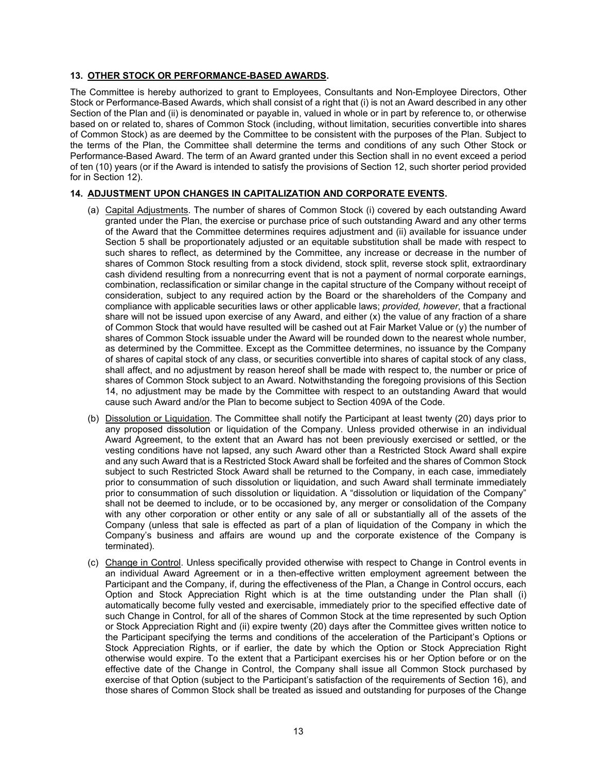**13. <u>OTHER STOCK OR PERFORMANCE-BASED AWARDS</u>.**

The Committee is hereby authorized to grant to Employees, Consultants and Non-Employee Directors, Other Stock or Performance-Based Awards, which shall consist of a right that (i) is not an Award described in any other Section of the Plan and (ii) is denominated or payable in, valued in whole or in part by reference to, or otherwise based on or related to, shares of Common Stock (including, without limitation, securities convertible into shares of Common Stock) as are deemed by the Committee to be consistent with the purposes of the Plan. Subject to the terms of the Plan, the Committee shall determine the terms and conditions of any such Other Stock or Performance-Based Award. The term of an Award granted under this Section shall in no event exceed a period of ten (10) years (or if the Award is intended to satisfy the provisions of Section 12, such shorter period provided for in Section 12).

**14. <u>ADJUSTMENT UPON CHANGES IN CAPITALIZATION AND CORPORATE EVENTS</u>.**

(a) <u>Capital Adjustments</u>. The number of shares of Common Stock (i) covered by each outstanding Award granted under the Plan, the exercise or purchase price of such outstanding Award and any other terms of the Award that the Committee determines requires adjustment and (ii) available for issuance under Section 5 shall be proportionately adjusted or an equitable substitution shall be made with respect to such shares to reflect, as determined by the Committee, any increase or decrease in the number of shares of Common Stock resulting from a stock dividend, stock split, reverse stock split, extraordinary cash dividend resulting from a nonrecurring event that is not a payment of normal corporate earnings, combination, reclassification or similar change in the capital structure of the Company without receipt of consideration, subject to any required action by the Board or the shareholders of the Company and compliance with applicable securities laws or other applicable laws; *provided, however*, that a fractional share will not be issued upon exercise of any Award, and either (x) the value of any fraction of a share of Common Stock that would have resulted will be cashed out at Fair Market Value or (y) the number of shares of Common Stock issuable under the Award will be rounded down to the nearest whole number, as determined by the Committee. Except as the Committee determines, no issuance by the Company of shares of capital stock of any class, or securities convertible into shares of capital stock of any class, shall affect, and no adjustment by reason hereof shall be made with respect to, the number or price of shares of Common Stock subject to an Award. Notwithstanding the foregoing provisions of this Section 14, no adjustment may be made by the Committee with respect to an outstanding Award that would cause such Award and/or the Plan to become subject to Section 409A of the Code.

(b) <u>Dissolution or Liquidation</u>. The Committee shall notify the Participant at least twenty (20) days prior to any proposed dissolution or liquidation of the Company. Unless provided otherwise in an individual Award Agreement, to the extent that an Award has not been previously exercised or settled, or the vesting conditions have not lapsed, any such Award other than a Restricted Stock Award shall expire and any such Award that is a Restricted Stock Award shall be forfeited and the shares of Common Stock subject to such Restricted Stock Award shall be returned to the Company, in each case, immediately prior to consummation of such dissolution or liquidation, and such Award shall terminate immediately prior to consummation of such dissolution or liquidation. A "dissolution or liquidation of the Company" shall not be deemed to include, or to be occasioned by, any merger or consolidation of the Company with any other corporation or other entity or any sale of all or substantially all of the assets of the Company (unless that sale is effected as part of a plan of liquidation of the Company in which the Company's business and affairs are wound up and the corporate existence of the Company is terminated).

(c) <u>Change in Control</u>. Unless specifically provided otherwise with respect to Change in Control events in an individual Award Agreement or in a then-effective written employment agreement between the Participant and the Company, if, during the effectiveness of the Plan, a Change in Control occurs, each Option and Stock Appreciation Right which is at the time outstanding under the Plan shall (i) automatically become fully vested and exercisable, immediately prior to the specified effective date of such Change in Control, for all of the shares of Common Stock at the time represented by such Option or Stock Appreciation Right and (ii) expire twenty (20) days after the Committee gives written notice to the Participant specifying the terms and conditions of the acceleration of the Participant's Options or Stock Appreciation Rights, or if earlier, the date by which the Option or Stock Appreciation Right otherwise would expire. To the extent that a Participant exercises his or her Option before or on the effective date of the Change in Control, the Company shall issue all Common Stock purchased by exercise of that Option (subject to the Participant's satisfaction of the requirements of Section 16), and those shares of Common Stock shall be treated as issued and outstanding for purposes of the Change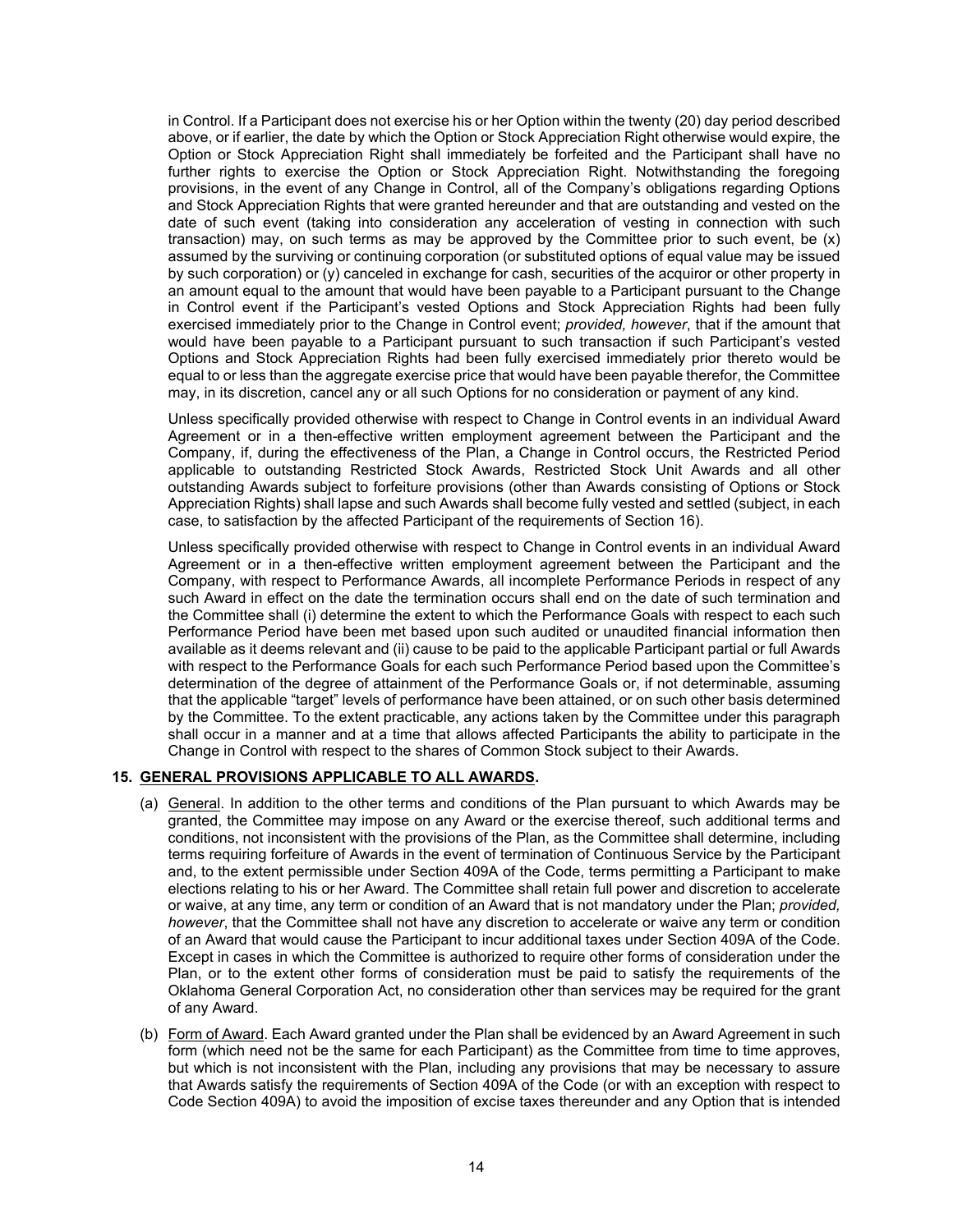in Control. If a Participant does not exercise his or her Option within the twenty (20) day period described above, or if earlier, the date by which the Option or Stock Appreciation Right otherwise would expire, the Option or Stock Appreciation Right shall immediately be forfeited and the Participant shall have no further rights to exercise the Option or Stock Appreciation Right. Notwithstanding the foregoing provisions, in the event of any Change in Control, all of the Company's obligations regarding Options and Stock Appreciation Rights that were granted hereunder and that are outstanding and vested on the date of such event (taking into consideration any acceleration of vesting in connection with such transaction) may, on such terms as may be approved by the Committee prior to such event, be (x) assumed by the surviving or continuing corporation (or substituted options of equal value may be issued by such corporation) or (y) canceled in exchange for cash, securities of the acquiror or other property in an amount equal to the amount that would have been payable to a Participant pursuant to the Change in Control event if the Participant's vested Options and Stock Appreciation Rights had been fully exercised immediately prior to the Change in Control event; *provided, however*, that if the amount that would have been payable to a Participant pursuant to such transaction if such Participant's vested Options and Stock Appreciation Rights had been fully exercised immediately prior thereto would be equal to or less than the aggregate exercise price that would have been payable therefor, the Committee may, in its discretion, cancel any or all such Options for no consideration or payment of any kind.

Unless specifically provided otherwise with respect to Change in Control events in an individual Award Agreement or in a then-effective written employment agreement between the Participant and the Company, if, during the effectiveness of the Plan, a Change in Control occurs, the Restricted Period applicable to outstanding Restricted Stock Awards, Restricted Stock Unit Awards and all other outstanding Awards subject to forfeiture provisions (other than Awards consisting of Options or Stock Appreciation Rights) shall lapse and such Awards shall become fully vested and settled (subject, in each case, to satisfaction by the affected Participant of the requirements of Section 16).

Unless specifically provided otherwise with respect to Change in Control events in an individual Award Agreement or in a then-effective written employment agreement between the Participant and the Company, with respect to Performance Awards, all incomplete Performance Periods in respect of any such Award in effect on the date the termination occurs shall end on the date of such termination and the Committee shall (i) determine the extent to which the Performance Goals with respect to each such Performance Period have been met based upon such audited or unaudited financial information then available as it deems relevant and (ii) cause to be paid to the applicable Participant partial or full Awards with respect to the Performance Goals for each such Performance Period based upon the Committee's determination of the degree of attainment of the Performance Goals or, if not determinable, assuming that the applicable "target" levels of performance have been attained, or on such other basis determined by the Committee. To the extent practicable, any actions taken by the Committee under this paragraph shall occur in a manner and at a time that allows affected Participants the ability to participate in the Change in Control with respect to the shares of Common Stock subject to their Awards.

**15. GENERAL PROVISIONS APPLICABLE TO ALL AWARDS.**

(a) General. In addition to the other terms and conditions of the Plan pursuant to which Awards may be granted, the Committee may impose on any Award or the exercise thereof, such additional terms and conditions, not inconsistent with the provisions of the Plan, as the Committee shall determine, including terms requiring forfeiture of Awards in the event of termination of Continuous Service by the Participant and, to the extent permissible under Section 409A of the Code, terms permitting a Participant to make elections relating to his or her Award. The Committee shall retain full power and discretion to accelerate or waive, at any time, any term or condition of an Award that is not mandatory under the Plan; *provided, however*, that the Committee shall not have any discretion to accelerate or waive any term or condition of an Award that would cause the Participant to incur additional taxes under Section 409A of the Code. Except in cases in which the Committee is authorized to require other forms of consideration under the Plan, or to the extent other forms of consideration must be paid to satisfy the requirements of the Oklahoma General Corporation Act, no consideration other than services may be required for the grant of any Award.

(b) Form of Award. Each Award granted under the Plan shall be evidenced by an Award Agreement in such form (which need not be the same for each Participant) as the Committee from time to time approves, but which is not inconsistent with the Plan, including any provisions that may be necessary to assure that Awards satisfy the requirements of Section 409A of the Code (or with an exception with respect to Code Section 409A) to avoid the imposition of excise taxes thereunder and any Option that is intended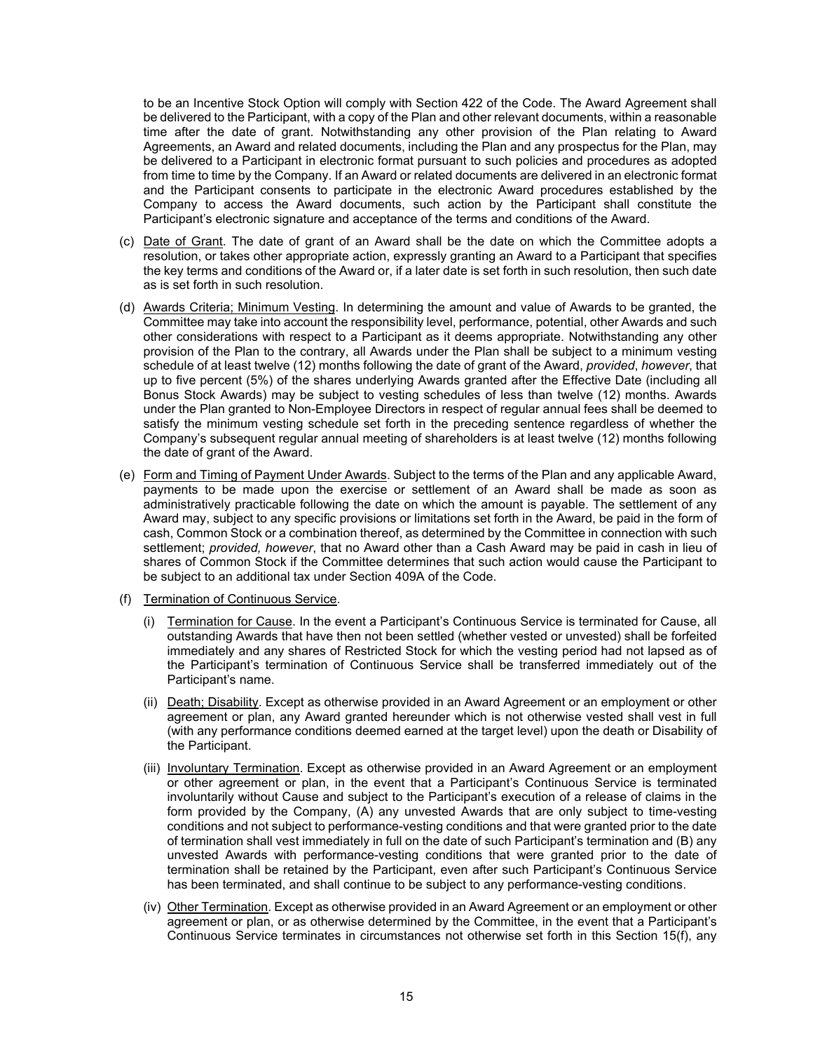to be an Incentive Stock Option will comply with Section 422 of the Code. The Award Agreement shall be delivered to the Participant, with a copy of the Plan and other relevant documents, within a reasonable time after the date of grant. Notwithstanding any other provision of the Plan relating to Award Agreements, an Award and related documents, including the Plan and any prospectus for the Plan, may be delivered to a Participant in electronic format pursuant to such policies and procedures as adopted from time to time by the Company. If an Award or related documents are delivered in an electronic format and the Participant consents to participate in the electronic Award procedures established by the Company to access the Award documents, such action by the Participant shall constitute the Participant's electronic signature and acceptance of the terms and conditions of the Award.

(c) Date of Grant. The date of grant of an Award shall be the date on which the Committee adopts a resolution, or takes other appropriate action, expressly granting an Award to a Participant that specifies the key terms and conditions of the Award or, if a later date is set forth in such resolution, then such date as is set forth in such resolution.

(d) Awards Criteria; Minimum Vesting. In determining the amount and value of Awards to be granted, the Committee may take into account the responsibility level, performance, potential, other Awards and such other considerations with respect to a Participant as it deems appropriate. Notwithstanding any other provision of the Plan to the contrary, all Awards under the Plan shall be subject to a minimum vesting schedule of at least twelve (12) months following the date of grant of the Award, *provided*, *however*, that up to five percent (5%) of the shares underlying Awards granted after the Effective Date (including all Bonus Stock Awards) may be subject to vesting schedules of less than twelve (12) months. Awards under the Plan granted to Non-Employee Directors in respect of regular annual fees shall be deemed to satisfy the minimum vesting schedule set forth in the preceding sentence regardless of whether the Company's subsequent regular annual meeting of shareholders is at least twelve (12) months following the date of grant of the Award.

(e) Form and Timing of Payment Under Awards. Subject to the terms of the Plan and any applicable Award, payments to be made upon the exercise or settlement of an Award shall be made as soon as administratively practicable following the date on which the amount is payable. The settlement of any Award may, subject to any specific provisions or limitations set forth in the Award, be paid in the form of cash, Common Stock or a combination thereof, as determined by the Committee in connection with such settlement; *provided, however*, that no Award other than a Cash Award may be paid in cash in lieu of shares of Common Stock if the Committee determines that such action would cause the Participant to be subject to an additional tax under Section 409A of the Code.

(f) Termination of Continuous Service.

(i) Termination for Cause. In the event a Participant's Continuous Service is terminated for Cause, all outstanding Awards that have then not been settled (whether vested or unvested) shall be forfeited immediately and any shares of Restricted Stock for which the vesting period had not lapsed as of the Participant's termination of Continuous Service shall be transferred immediately out of the Participant's name.

(ii) Death; Disability. Except as otherwise provided in an Award Agreement or an employment or other agreement or plan, any Award granted hereunder which is not otherwise vested shall vest in full (with any performance conditions deemed earned at the target level) upon the death or Disability of the Participant.

(iii) Involuntary Termination. Except as otherwise provided in an Award Agreement or an employment or other agreement or plan, in the event that a Participant's Continuous Service is terminated involuntarily without Cause and subject to the Participant's execution of a release of claims in the form provided by the Company, (A) any unvested Awards that are only subject to time-vesting conditions and not subject to performance-vesting conditions and that were granted prior to the date of termination shall vest immediately in full on the date of such Participant's termination and (B) any unvested Awards with performance-vesting conditions that were granted prior to the date of termination shall be retained by the Participant, even after such Participant's Continuous Service has been terminated, and shall continue to be subject to any performance-vesting conditions.

(iv) Other Termination. Except as otherwise provided in an Award Agreement or an employment or other agreement or plan, or as otherwise determined by the Committee, in the event that a Participant's Continuous Service terminates in circumstances not otherwise set forth in this Section 15(f), any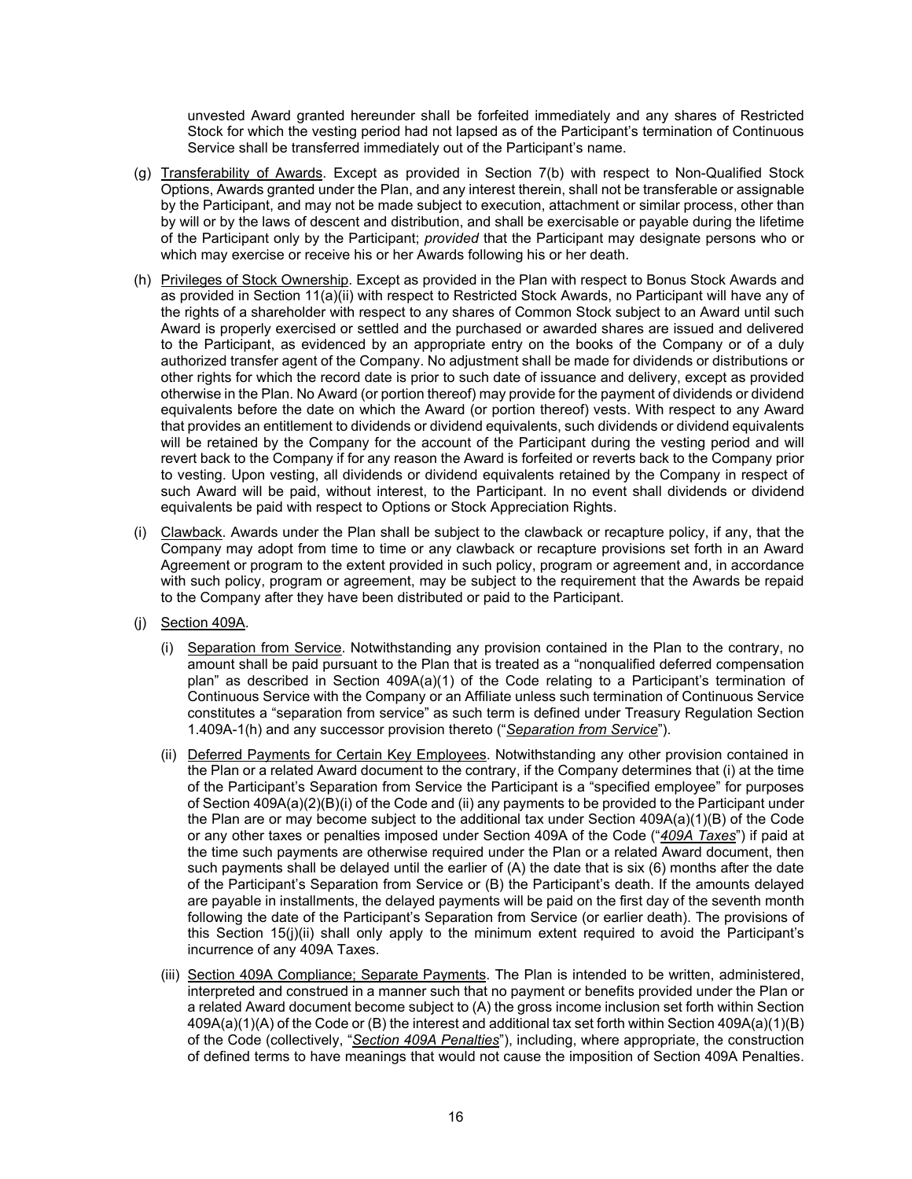unvested Award granted hereunder shall be forfeited immediately and any shares of Restricted Stock for which the vesting period had not lapsed as of the Participant's termination of Continuous Service shall be transferred immediately out of the Participant's name.

(g) Transferability of Awards. Except as provided in Section 7(b) with respect to Non-Qualified Stock Options, Awards granted under the Plan, and any interest therein, shall not be transferable or assignable by the Participant, and may not be made subject to execution, attachment or similar process, other than by will or by the laws of descent and distribution, and shall be exercisable or payable during the lifetime of the Participant only by the Participant; *provided* that the Participant may designate persons who or which may exercise or receive his or her Awards following his or her death.

(h) Privileges of Stock Ownership. Except as provided in the Plan with respect to Bonus Stock Awards and as provided in Section 11(a)(ii) with respect to Restricted Stock Awards, no Participant will have any of the rights of a shareholder with respect to any shares of Common Stock subject to an Award until such Award is properly exercised or settled and the purchased or awarded shares are issued and delivered to the Participant, as evidenced by an appropriate entry on the books of the Company or of a duly authorized transfer agent of the Company. No adjustment shall be made for dividends or distributions or other rights for which the record date is prior to such date of issuance and delivery, except as provided otherwise in the Plan. No Award (or portion thereof) may provide for the payment of dividends or dividend equivalents before the date on which the Award (or portion thereof) vests. With respect to any Award that provides an entitlement to dividends or dividend equivalents, such dividends or dividend equivalents will be retained by the Company for the account of the Participant during the vesting period and will revert back to the Company if for any reason the Award is forfeited or reverts back to the Company prior to vesting. Upon vesting, all dividends or dividend equivalents retained by the Company in respect of such Award will be paid, without interest, to the Participant. In no event shall dividends or dividend equivalents be paid with respect to Options or Stock Appreciation Rights.

(i) Clawback. Awards under the Plan shall be subject to the clawback or recapture policy, if any, that the Company may adopt from time to time or any clawback or recapture provisions set forth in an Award Agreement or program to the extent provided in such policy, program or agreement and, in accordance with such policy, program or agreement, may be subject to the requirement that the Awards be repaid to the Company after they have been distributed or paid to the Participant.

(j) Section 409A.

(i) Separation from Service. Notwithstanding any provision contained in the Plan to the contrary, no amount shall be paid pursuant to the Plan that is treated as a "nonqualified deferred compensation plan" as described in Section 409A(a)(1) of the Code relating to a Participant's termination of Continuous Service with the Company or an Affiliate unless such termination of Continuous Service constitutes a "separation from service" as such term is defined under Treasury Regulation Section 1.409A-1(h) and any successor provision thereto ("*Separation from Service*").

(ii) Deferred Payments for Certain Key Employees. Notwithstanding any other provision contained in the Plan or a related Award document to the contrary, if the Company determines that (i) at the time of the Participant's Separation from Service the Participant is a "specified employee" for purposes of Section 409A(a)(2)(B)(i) of the Code and (ii) any payments to be provided to the Participant under the Plan are or may become subject to the additional tax under Section 409A(a)(1)(B) of the Code or any other taxes or penalties imposed under Section 409A of the Code ("*409A Taxes*") if paid at the time such payments are otherwise required under the Plan or a related Award document, then such payments shall be delayed until the earlier of (A) the date that is six (6) months after the date of the Participant's Separation from Service or (B) the Participant's death. If the amounts delayed are payable in installments, the delayed payments will be paid on the first day of the seventh month following the date of the Participant's Separation from Service (or earlier death). The provisions of this Section 15(j)(ii) shall only apply to the minimum extent required to avoid the Participant's incurrence of any 409A Taxes.

(iii) Section 409A Compliance; Separate Payments. The Plan is intended to be written, administered, interpreted and construed in a manner such that no payment or benefits provided under the Plan or a related Award document become subject to (A) the gross income inclusion set forth within Section 409A(a)(1)(A) of the Code or (B) the interest and additional tax set forth within Section 409A(a)(1)(B) of the Code (collectively, "*Section 409A Penalties*"), including, where appropriate, the construction of defined terms to have meanings that would not cause the imposition of Section 409A Penalties.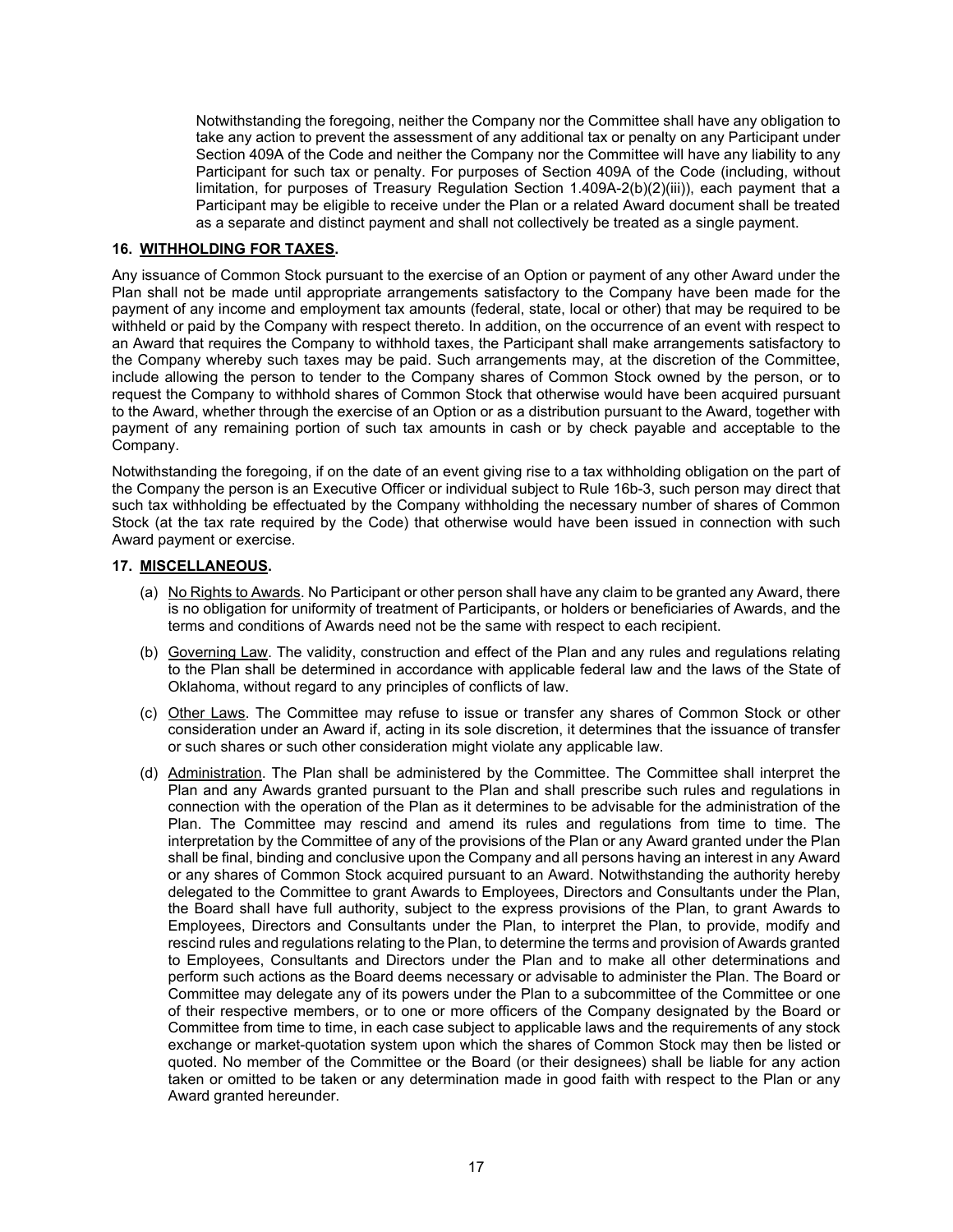Notwithstanding the foregoing, neither the Company nor the Committee shall have any obligation to take any action to prevent the assessment of any additional tax or penalty on any Participant under Section 409A of the Code and neither the Company nor the Committee will have any liability to any Participant for such tax or penalty. For purposes of Section 409A of the Code (including, without limitation, for purposes of Treasury Regulation Section 1.409A-2(b)(2)(iii)), each payment that a Participant may be eligible to receive under the Plan or a related Award document shall be treated as a separate and distinct payment and shall not collectively be treated as a single payment.

**16. WITHHOLDING FOR TAXES.**

Any issuance of Common Stock pursuant to the exercise of an Option or payment of any other Award under the Plan shall not be made until appropriate arrangements satisfactory to the Company have been made for the payment of any income and employment tax amounts (federal, state, local or other) that may be required to be withheld or paid by the Company with respect thereto. In addition, on the occurrence of an event with respect to an Award that requires the Company to withhold taxes, the Participant shall make arrangements satisfactory to the Company whereby such taxes may be paid. Such arrangements may, at the discretion of the Committee, include allowing the person to tender to the Company shares of Common Stock owned by the person, or to request the Company to withhold shares of Common Stock that otherwise would have been acquired pursuant to the Award, whether through the exercise of an Option or as a distribution pursuant to the Award, together with payment of any remaining portion of such tax amounts in cash or by check payable and acceptable to the Company.

Notwithstanding the foregoing, if on the date of an event giving rise to a tax withholding obligation on the part of the Company the person is an Executive Officer or individual subject to Rule 16b-3, such person may direct that such tax withholding be effectuated by the Company withholding the necessary number of shares of Common Stock (at the tax rate required by the Code) that otherwise would have been issued in connection with such Award payment or exercise.

**17. MISCELLANEOUS.**

(a) No Rights to Awards. No Participant or other person shall have any claim to be granted any Award, there is no obligation for uniformity of treatment of Participants, or holders or beneficiaries of Awards, and the terms and conditions of Awards need not be the same with respect to each recipient.

(b) Governing Law. The validity, construction and effect of the Plan and any rules and regulations relating to the Plan shall be determined in accordance with applicable federal law and the laws of the State of Oklahoma, without regard to any principles of conflicts of law.

(c) Other Laws. The Committee may refuse to issue or transfer any shares of Common Stock or other consideration under an Award if, acting in its sole discretion, it determines that the issuance of transfer or such shares or such other consideration might violate any applicable law.

(d) Administration. The Plan shall be administered by the Committee. The Committee shall interpret the Plan and any Awards granted pursuant to the Plan and shall prescribe such rules and regulations in connection with the operation of the Plan as it determines to be advisable for the administration of the Plan. The Committee may rescind and amend its rules and regulations from time to time. The interpretation by the Committee of any of the provisions of the Plan or any Award granted under the Plan shall be final, binding and conclusive upon the Company and all persons having an interest in any Award or any shares of Common Stock acquired pursuant to an Award. Notwithstanding the authority hereby delegated to the Committee to grant Awards to Employees, Directors and Consultants under the Plan, the Board shall have full authority, subject to the express provisions of the Plan, to grant Awards to Employees, Directors and Consultants under the Plan, to interpret the Plan, to provide, modify and rescind rules and regulations relating to the Plan, to determine the terms and provision of Awards granted to Employees, Consultants and Directors under the Plan and to make all other determinations and perform such actions as the Board deems necessary or advisable to administer the Plan. The Board or Committee may delegate any of its powers under the Plan to a subcommittee of the Committee or one of their respective members, or to one or more officers of the Company designated by the Board or Committee from time to time, in each case subject to applicable laws and the requirements of any stock exchange or market-quotation system upon which the shares of Common Stock may then be listed or quoted. No member of the Committee or the Board (or their designees) shall be liable for any action taken or omitted to be taken or any determination made in good faith with respect to the Plan or any Award granted hereunder.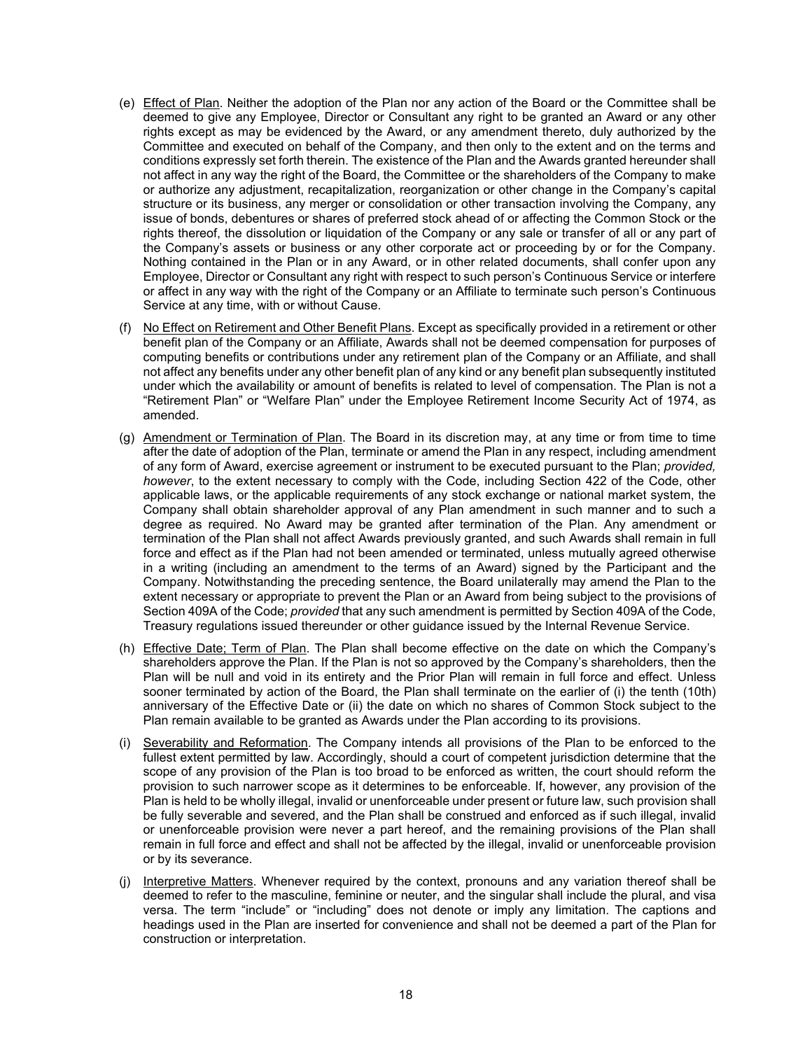(e) Effect of Plan. Neither the adoption of the Plan nor any action of the Board or the Committee shall be deemed to give any Employee, Director or Consultant any right to be granted an Award or any other rights except as may be evidenced by the Award, or any amendment thereto, duly authorized by the Committee and executed on behalf of the Company, and then only to the extent and on the terms and conditions expressly set forth therein. The existence of the Plan and the Awards granted hereunder shall not affect in any way the right of the Board, the Committee or the shareholders of the Company to make or authorize any adjustment, recapitalization, reorganization or other change in the Company's capital structure or its business, any merger or consolidation or other transaction involving the Company, any issue of bonds, debentures or shares of preferred stock ahead of or affecting the Common Stock or the rights thereof, the dissolution or liquidation of the Company or any sale or transfer of all or any part of the Company's assets or business or any other corporate act or proceeding by or for the Company. Nothing contained in the Plan or in any Award, or in other related documents, shall confer upon any Employee, Director or Consultant any right with respect to such person's Continuous Service or interfere or affect in any way with the right of the Company or an Affiliate to terminate such person's Continuous Service at any time, with or without Cause.

(f) No Effect on Retirement and Other Benefit Plans. Except as specifically provided in a retirement or other benefit plan of the Company or an Affiliate, Awards shall not be deemed compensation for purposes of computing benefits or contributions under any retirement plan of the Company or an Affiliate, and shall not affect any benefits under any other benefit plan of any kind or any benefit plan subsequently instituted under which the availability or amount of benefits is related to level of compensation. The Plan is not a "Retirement Plan" or "Welfare Plan" under the Employee Retirement Income Security Act of 1974, as amended.

(g) Amendment or Termination of Plan. The Board in its discretion may, at any time or from time to time after the date of adoption of the Plan, terminate or amend the Plan in any respect, including amendment of any form of Award, exercise agreement or instrument to be executed pursuant to the Plan; *provided, however*, to the extent necessary to comply with the Code, including Section 422 of the Code, other applicable laws, or the applicable requirements of any stock exchange or national market system, the Company shall obtain shareholder approval of any Plan amendment in such manner and to such a degree as required. No Award may be granted after termination of the Plan. Any amendment or termination of the Plan shall not affect Awards previously granted, and such Awards shall remain in full force and effect as if the Plan had not been amended or terminated, unless mutually agreed otherwise in a writing (including an amendment to the terms of an Award) signed by the Participant and the Company. Notwithstanding the preceding sentence, the Board unilaterally may amend the Plan to the extent necessary or appropriate to prevent the Plan or an Award from being subject to the provisions of Section 409A of the Code; *provided* that any such amendment is permitted by Section 409A of the Code, Treasury regulations issued thereunder or other guidance issued by the Internal Revenue Service.

(h) Effective Date; Term of Plan. The Plan shall become effective on the date on which the Company's shareholders approve the Plan. If the Plan is not so approved by the Company's shareholders, then the Plan will be null and void in its entirety and the Prior Plan will remain in full force and effect. Unless sooner terminated by action of the Board, the Plan shall terminate on the earlier of (i) the tenth (10th) anniversary of the Effective Date or (ii) the date on which no shares of Common Stock subject to the Plan remain available to be granted as Awards under the Plan according to its provisions.

(i) Severability and Reformation. The Company intends all provisions of the Plan to be enforced to the fullest extent permitted by law. Accordingly, should a court of competent jurisdiction determine that the scope of any provision of the Plan is too broad to be enforced as written, the court should reform the provision to such narrower scope as it determines to be enforceable. If, however, any provision of the Plan is held to be wholly illegal, invalid or unenforceable under present or future law, such provision shall be fully severable and severed, and the Plan shall be construed and enforced as if such illegal, invalid or unenforceable provision were never a part hereof, and the remaining provisions of the Plan shall remain in full force and effect and shall not be affected by the illegal, invalid or unenforceable provision or by its severance.

(j) Interpretive Matters. Whenever required by the context, pronouns and any variation thereof shall be deemed to refer to the masculine, feminine or neuter, and the singular shall include the plural, and visa versa. The term "include" or "including" does not denote or imply any limitation. The captions and headings used in the Plan are inserted for convenience and shall not be deemed a part of the Plan for construction or interpretation.